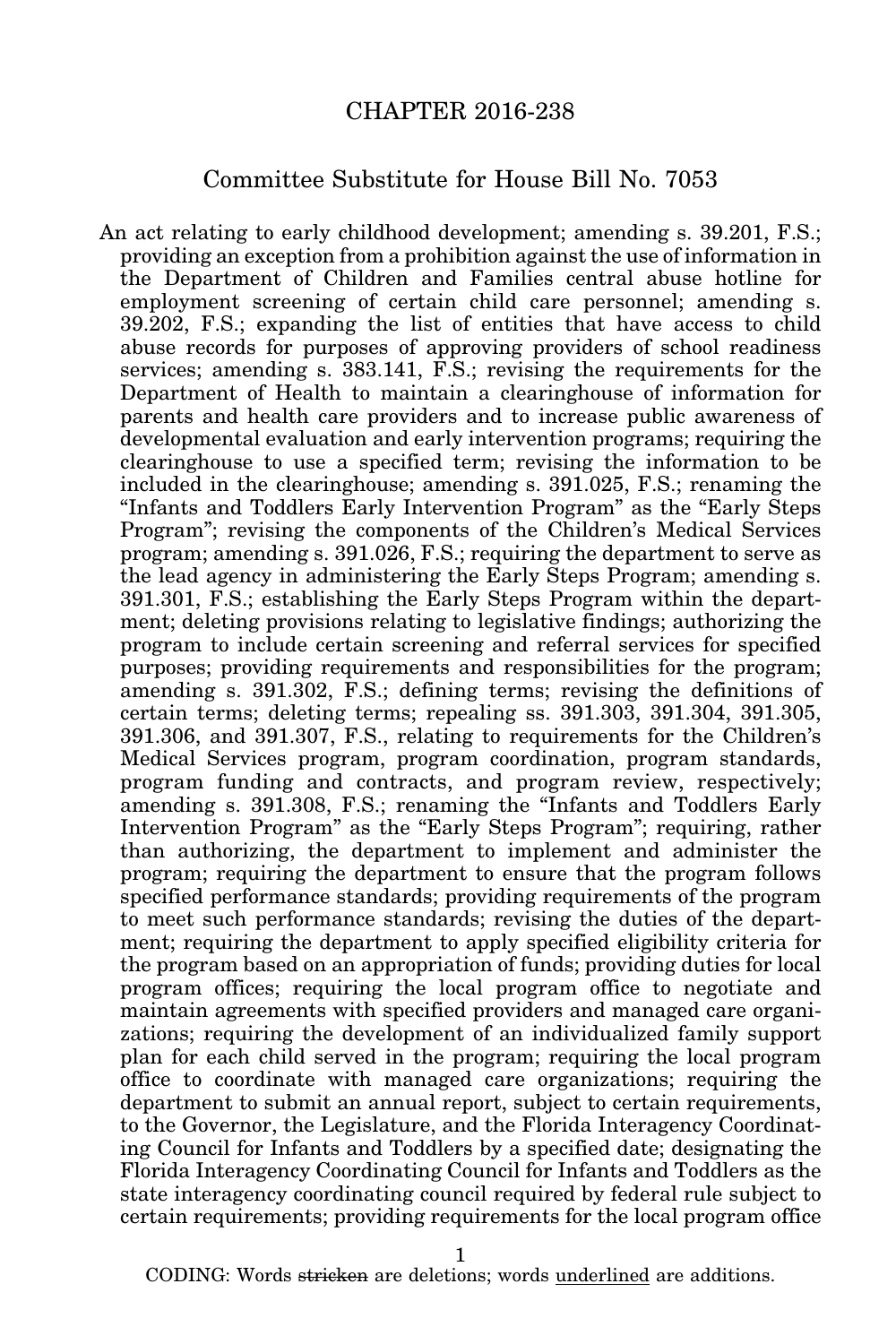# CHAPTER 2016-238

## Committee Substitute for House Bill No. 7053

An act relating to early childhood development; amending s. 39.201, F.S.; providing an exception from a prohibition against the use of information in the Department of Children and Families central abuse hotline for employment screening of certain child care personnel; amending s. 39.202, F.S.; expanding the list of entities that have access to child abuse records for purposes of approving providers of school readiness services; amending s. 383.141, F.S.; revising the requirements for the Department of Health to maintain a clearinghouse of information for parents and health care providers and to increase public awareness of developmental evaluation and early intervention programs; requiring the clearinghouse to use a specified term; revising the information to be included in the clearinghouse; amending s. 391.025, F.S.; renaming the "Infants and Toddlers Early Intervention Program" as the "Early Steps Program"; revising the components of the Children's Medical Services program; amending s. 391.026, F.S.; requiring the department to serve as the lead agency in administering the Early Steps Program; amending s. 391.301, F.S.; establishing the Early Steps Program within the department; deleting provisions relating to legislative findings; authorizing the program to include certain screening and referral services for specified purposes; providing requirements and responsibilities for the program; amending s. 391.302, F.S.; defining terms; revising the definitions of certain terms; deleting terms; repealing ss. 391.303, 391.304, 391.305, 391.306, and 391.307, F.S., relating to requirements for the Children's Medical Services program, program coordination, program standards, program funding and contracts, and program review, respectively; amending s. 391.308, F.S.; renaming the "Infants and Toddlers Early Intervention Program" as the "Early Steps Program"; requiring, rather than authorizing, the department to implement and administer the program; requiring the department to ensure that the program follows specified performance standards; providing requirements of the program to meet such performance standards; revising the duties of the department; requiring the department to apply specified eligibility criteria for the program based on an appropriation of funds; providing duties for local program offices; requiring the local program office to negotiate and maintain agreements with specified providers and managed care organizations; requiring the development of an individualized family support plan for each child served in the program; requiring the local program office to coordinate with managed care organizations; requiring the department to submit an annual report, subject to certain requirements, to the Governor, the Legislature, and the Florida Interagency Coordinating Council for Infants and Toddlers by a specified date; designating the Florida Interagency Coordinating Council for Infants and Toddlers as the state interagency coordinating council required by federal rule subject to certain requirements; providing requirements for the local program office

CODING: Words ~~stricken~~ are deletions; words <u>underlined</u> are additions.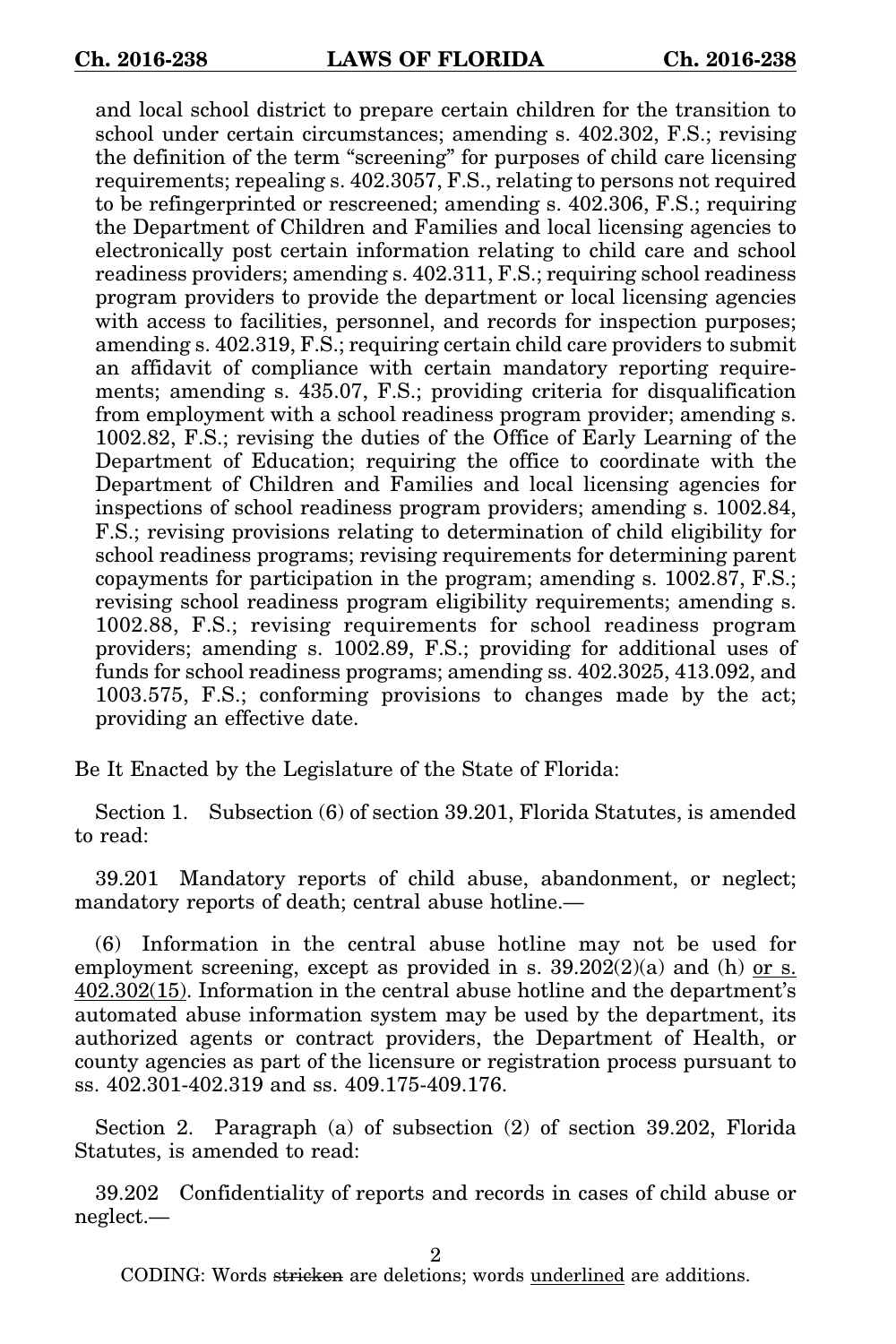and local school district to prepare certain children for the transition to school under certain circumstances; amending s. 402.302, F.S.; revising the definition of the term "screening" for purposes of child care licensing requirements; repealing s. 402.3057, F.S., relating to persons not required to be refingerprinted or rescreened; amending s. 402.306, F.S.; requiring the Department of Children and Families and local licensing agencies to electronically post certain information relating to child care and school readiness providers; amending s. 402.311, F.S.; requiring school readiness program providers to provide the department or local licensing agencies with access to facilities, personnel, and records for inspection purposes; amending s. 402.319, F.S.; requiring certain child care providers to submit an affidavit of compliance with certain mandatory reporting requirements; amending s. 435.07, F.S.; providing criteria for disqualification from employment with a school readiness program provider; amending s. 1002.82, F.S.; revising the duties of the Office of Early Learning of the Department of Education; requiring the office to coordinate with the Department of Children and Families and local licensing agencies for inspections of school readiness program providers; amending s. 1002.84, F.S.; revising provisions relating to determination of child eligibility for school readiness programs; revising requirements for determining parent copayments for participation in the program; amending s. 1002.87, F.S.; revising school readiness program eligibility requirements; amending s. 1002.88, F.S.; revising requirements for school readiness program providers; amending s. 1002.89, F.S.; providing for additional uses of funds for school readiness programs; amending ss. 402.3025, 413.092, and 1003.575, F.S.; conforming provisions to changes made by the act; providing an effective date.

Be It Enacted by the Legislature of the State of Florida:

Section 1. Subsection (6) of section 39.201, Florida Statutes, is amended to read:

39.201 Mandatory reports of child abuse, abandonment, or neglect; mandatory reports of death; central abuse hotline.—

(6) Information in the central abuse hotline may not be used for employment screening, except as provided in s. 39.202(2)(a) and (h) <u>or s. 402.302(15)</u>. Information in the central abuse hotline and the department's automated abuse information system may be used by the department, its authorized agents or contract providers, the Department of Health, or county agencies as part of the licensure or registration process pursuant to ss. 402.301-402.319 and ss. 409.175-409.176.

Section 2. Paragraph (a) of subsection (2) of section 39.202, Florida Statutes, is amended to read:

39.202 Confidentiality of reports and records in cases of child abuse or neglect.—

CODING: Words ~~stricken~~ are deletions; words <u>underlined</u> are additions.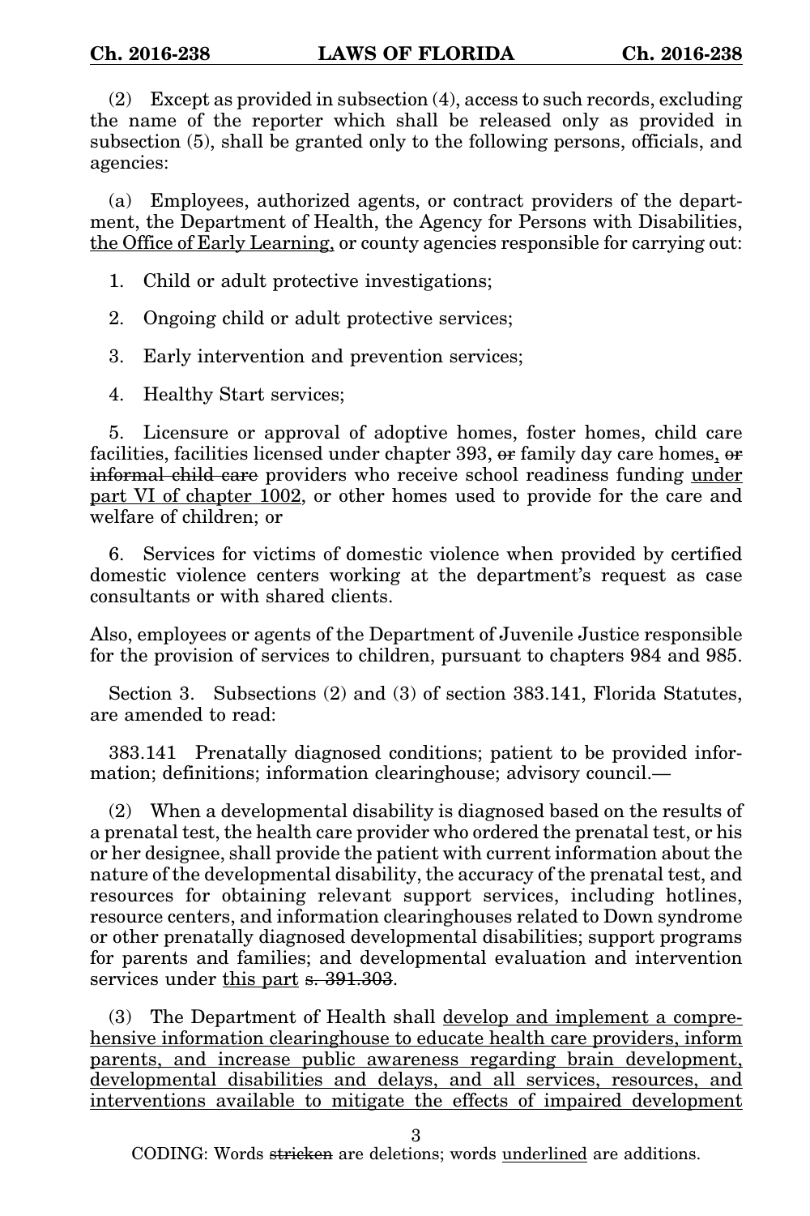(2) Except as provided in subsection (4), access to such records, excluding the name of the reporter which shall be released only as provided in subsection (5), shall be granted only to the following persons, officials, and agencies:

(a) Employees, authorized agents, or contract providers of the department, the Department of Health, the Agency for Persons with Disabilities, <u>the Office of Early Learning,</u> or county agencies responsible for carrying out:

1. Child or adult protective investigations;

2. Ongoing child or adult protective services;

3. Early intervention and prevention services;

4. Healthy Start services;

5. Licensure or approval of adoptive homes, foster homes, child care facilities, facilities licensed under chapter 393, ~~or~~ family day care homes<u>,</u> ~~or informal child care~~ providers who receive school readiness funding <u>under part VI of chapter 1002</u>, or other homes used to provide for the care and welfare of children; or

6. Services for victims of domestic violence when provided by certified domestic violence centers working at the department's request as case consultants or with shared clients.

Also, employees or agents of the Department of Juvenile Justice responsible for the provision of services to children, pursuant to chapters 984 and 985.

Section 3. Subsections (2) and (3) of section 383.141, Florida Statutes, are amended to read:

383.141 Prenatally diagnosed conditions; patient to be provided information; definitions; information clearinghouse; advisory council.—

(2) When a developmental disability is diagnosed based on the results of a prenatal test, the health care provider who ordered the prenatal test, or his or her designee, shall provide the patient with current information about the nature of the developmental disability, the accuracy of the prenatal test, and resources for obtaining relevant support services, including hotlines, resource centers, and information clearinghouses related to Down syndrome or other prenatally diagnosed developmental disabilities; support programs for parents and families; and developmental evaluation and intervention services under <u>this part</u> ~~s. 391.303~~.

(3) The Department of Health shall <u>develop and implement a comprehensive information clearinghouse to educate health care providers, inform parents, and increase public awareness regarding brain development, developmental disabilities and delays, and all services, resources, and interventions available to mitigate the effects of impaired development</u>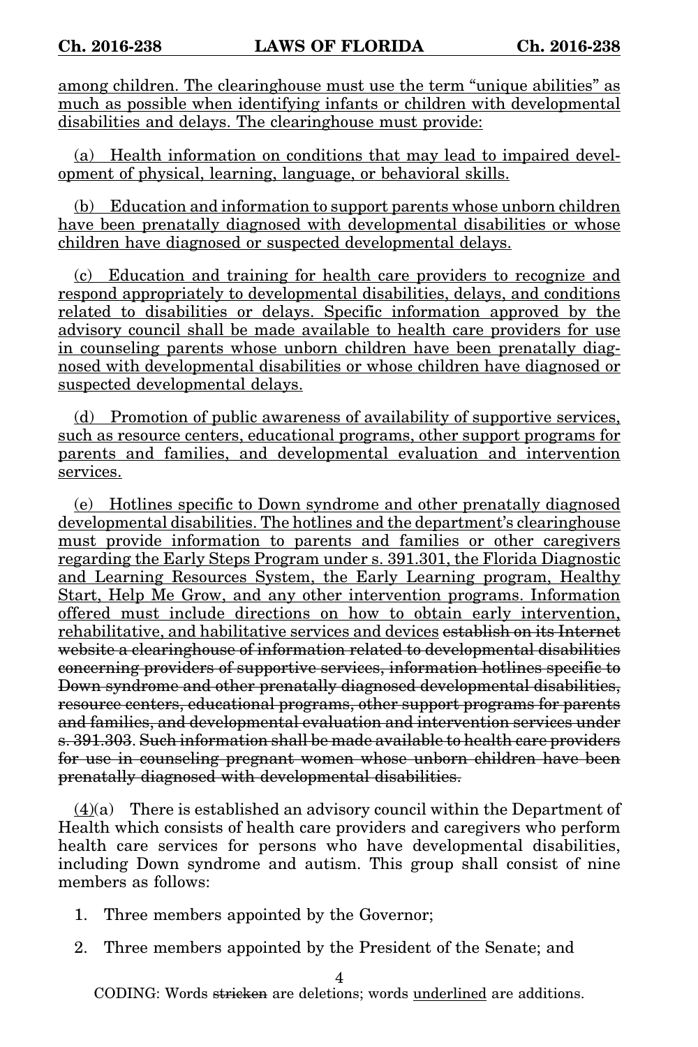among children. The clearinghouse must use the term "unique abilities" as much as possible when identifying infants or children with developmental disabilities and delays. The clearinghouse must provide:

(a) Health information on conditions that may lead to impaired development of physical, learning, language, or behavioral skills.

(b) Education and information to support parents whose unborn children have been prenatally diagnosed with developmental disabilities or whose children have diagnosed or suspected developmental delays.

(c) Education and training for health care providers to recognize and respond appropriately to developmental disabilities, delays, and conditions related to disabilities or delays. Specific information approved by the advisory council shall be made available to health care providers for use in counseling parents whose unborn children have been prenatally diagnosed with developmental disabilities or whose children have diagnosed or suspected developmental delays.

(d) Promotion of public awareness of availability of supportive services, such as resource centers, educational programs, other support programs for parents and families, and developmental evaluation and intervention services.

(e) Hotlines specific to Down syndrome and other prenatally diagnosed developmental disabilities. The hotlines and the department's clearinghouse must provide information to parents and families or other caregivers regarding the Early Steps Program under s. 391.301, the Florida Diagnostic and Learning Resources System, the Early Learning program, Healthy Start, Help Me Grow, and any other intervention programs. Information offered must include directions on how to obtain early intervention, rehabilitative, and habilitative services and devices ~~establish on its Internet website a clearinghouse of information related to developmental disabilities concerning providers of supportive services, information hotlines specific to Down syndrome and other prenatally diagnosed developmental disabilities, resource centers, educational programs, other support programs for parents and families, and developmental evaluation and intervention services under s. 391.303~~. ~~Such information shall be made available to health care providers for use in counseling pregnant women whose unborn children have been prenatally diagnosed with developmental disabilities.~~

(4)(a) There is established an advisory council within the Department of Health which consists of health care providers and caregivers who perform health care services for persons who have developmental disabilities, including Down syndrome and autism. This group shall consist of nine members as follows:

1. Three members appointed by the Governor;

2. Three members appointed by the President of the Senate; and

CODING: Words ~~stricken~~ are deletions; words underlined are additions.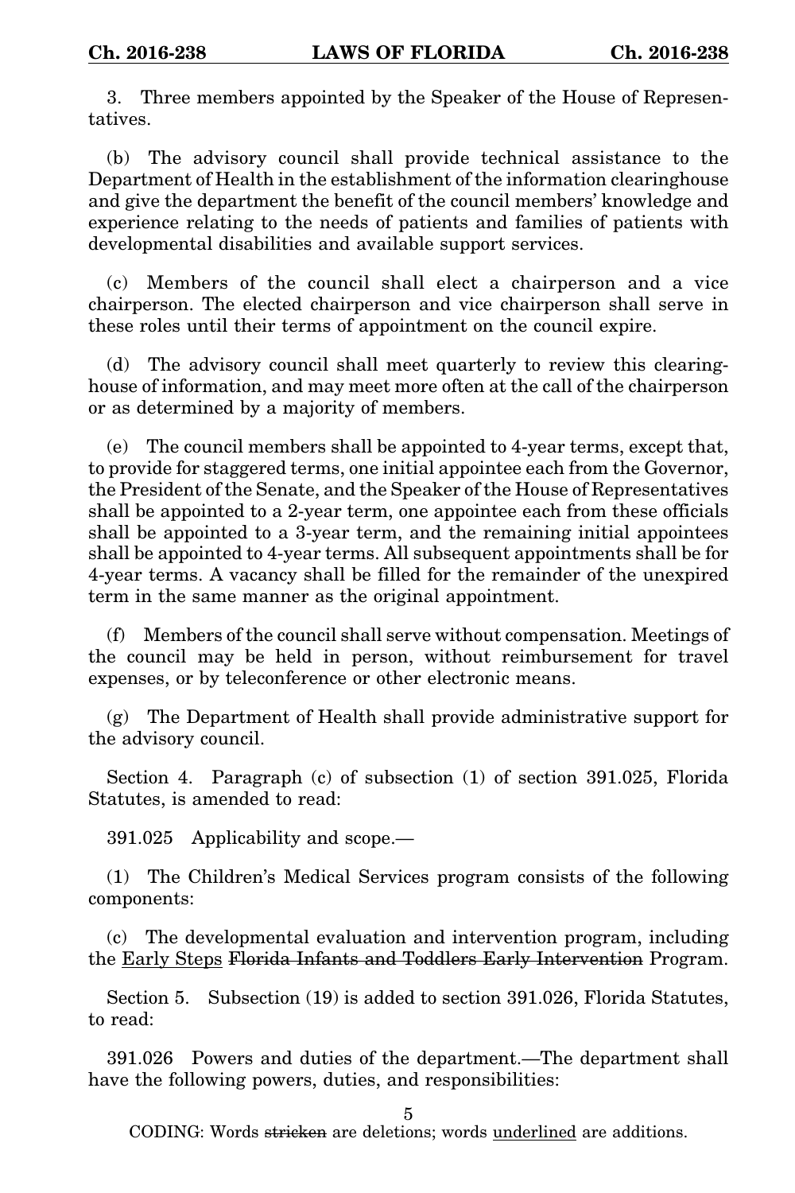3. Three members appointed by the Speaker of the House of Representatives.

(b) The advisory council shall provide technical assistance to the Department of Health in the establishment of the information clearinghouse and give the department the benefit of the council members' knowledge and experience relating to the needs of patients and families of patients with developmental disabilities and available support services.

(c) Members of the council shall elect a chairperson and a vice chairperson. The elected chairperson and vice chairperson shall serve in these roles until their terms of appointment on the council expire.

(d) The advisory council shall meet quarterly to review this clearinghouse of information, and may meet more often at the call of the chairperson or as determined by a majority of members.

(e) The council members shall be appointed to 4-year terms, except that, to provide for staggered terms, one initial appointee each from the Governor, the President of the Senate, and the Speaker of the House of Representatives shall be appointed to a 2-year term, one appointee each from these officials shall be appointed to a 3-year term, and the remaining initial appointees shall be appointed to 4-year terms. All subsequent appointments shall be for 4-year terms. A vacancy shall be filled for the remainder of the unexpired term in the same manner as the original appointment.

(f) Members of the council shall serve without compensation. Meetings of the council may be held in person, without reimbursement for travel expenses, or by teleconference or other electronic means.

(g) The Department of Health shall provide administrative support for the advisory council.

Section 4. Paragraph (c) of subsection (1) of section 391.025, Florida Statutes, is amended to read:

391.025 Applicability and scope.—

(1) The Children's Medical Services program consists of the following components:

(c) The developmental evaluation and intervention program, including the <u>Early Steps</u> ~~Florida Infants and Toddlers Early Intervention~~ Program.

Section 5. Subsection (19) is added to section 391.026, Florida Statutes, to read:

391.026 Powers and duties of the department.—The department shall have the following powers, duties, and responsibilities:

CODING: Words ~~stricken~~ are deletions; words <u>underlined</u> are additions.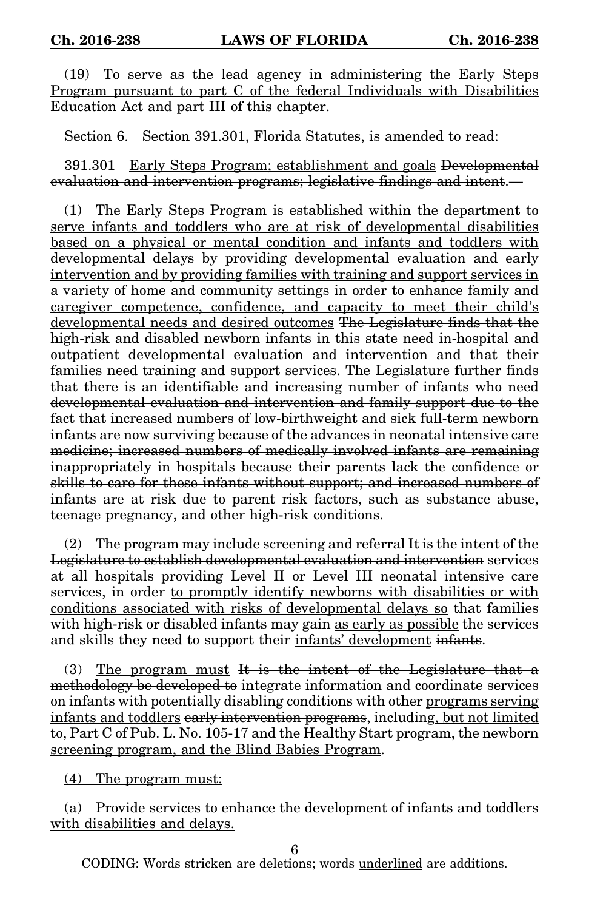<u>(19) To serve as the lead agency in administering the Early Steps Program pursuant to part C of the federal Individuals with Disabilities Education Act and part III of this chapter.</u>

Section 6. Section 391.301, Florida Statutes, is amended to read:

391.301 <u>Early Steps Program; establishment and goals</u> ~~Developmental evaluation and intervention programs; legislative findings and intent~~.—

(1) <u>The Early Steps Program is established within the department to serve infants and toddlers who are at risk of developmental disabilities based on a physical or mental condition and infants and toddlers with developmental delays by providing developmental evaluation and early intervention and by providing families with training and support services in a variety of home and community settings in order to enhance family and caregiver competence, confidence, and capacity to meet their child's developmental needs and desired outcomes</u> ~~The Legislature finds that the high-risk and disabled newborn infants in this state need in-hospital and outpatient developmental evaluation and intervention and that their families need training and support services~~. ~~The Legislature further finds that there is an identifiable and increasing number of infants who need developmental evaluation and intervention and family support due to the fact that increased numbers of low-birthweight and sick full-term newborn infants are now surviving because of the advances in neonatal intensive care medicine; increased numbers of medically involved infants are remaining inappropriately in hospitals because their parents lack the confidence or skills to care for these infants without support; and increased numbers of infants are at risk due to parent risk factors, such as substance abuse, teenage pregnancy, and other high-risk conditions.~~

(2) <u>The program may include screening and referral</u> ~~It is the intent of the Legislature to establish developmental evaluation and intervention~~ services at all hospitals providing Level II or Level III neonatal intensive care services, in order <u>to promptly identify newborns with disabilities or with conditions associated with risks of developmental delays so</u> that families ~~with high-risk or disabled infants~~ may gain <u>as early as possible</u> the services and skills they need to support their <u>infants' development</u> ~~infants~~.

(3) <u>The program must</u> ~~It is the intent of the Legislature that a methodology be developed to~~ integrate information <u>and coordinate services</u> ~~on infants with potentially disabling conditions~~ with other <u>programs serving infants and toddlers</u> ~~early intervention programs~~, including<u>, but not limited to,</u> ~~Part C of Pub. L. No. 105-17 and~~ the Healthy Start program<u>, the newborn screening program, and the Blind Babies Program</u>.

<u>(4) The program must:</u>

<u>(a) Provide services to enhance the development of infants and toddlers with disabilities and delays.</u>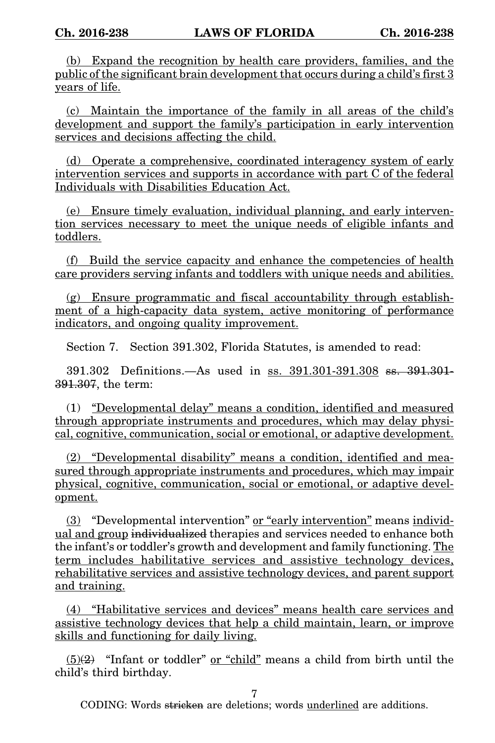(b) Expand the recognition by health care providers, families, and the public of the significant brain development that occurs during a child's first 3 years of life.

(c) Maintain the importance of the family in all areas of the child's development and support the family's participation in early intervention services and decisions affecting the child.

(d) Operate a comprehensive, coordinated interagency system of early intervention services and supports in accordance with part C of the federal Individuals with Disabilities Education Act.

(e) Ensure timely evaluation, individual planning, and early intervention services necessary to meet the unique needs of eligible infants and toddlers.

(f) Build the service capacity and enhance the competencies of health care providers serving infants and toddlers with unique needs and abilities.

(g) Ensure programmatic and fiscal accountability through establishment of a high-capacity data system, active monitoring of performance indicators, and ongoing quality improvement.

Section 7. Section 391.302, Florida Statutes, is amended to read:

391.302 Definitions.—As used in ss. 391.301-391.308 ~~ss. 391.301-391.307~~, the term:

(1) "Developmental delay" means a condition, identified and measured through appropriate instruments and procedures, which may delay physical, cognitive, communication, social or emotional, or adaptive development.

(2) "Developmental disability" means a condition, identified and measured through appropriate instruments and procedures, which may impair physical, cognitive, communication, social or emotional, or adaptive development.

(3) "Developmental intervention" or "early intervention" means individual and group ~~individualized~~ therapies and services needed to enhance both the infant's or toddler's growth and development and family functioning. The term includes habilitative services and assistive technology devices, rehabilitative services and assistive technology devices, and parent support and training.

(4) "Habilitative services and devices" means health care services and assistive technology devices that help a child maintain, learn, or improve skills and functioning for daily living.

(5)~~(2)~~ "Infant or toddler" or "child" means a child from birth until the child's third birthday.

CODING: Words ~~stricken~~ are deletions; words underlined are additions.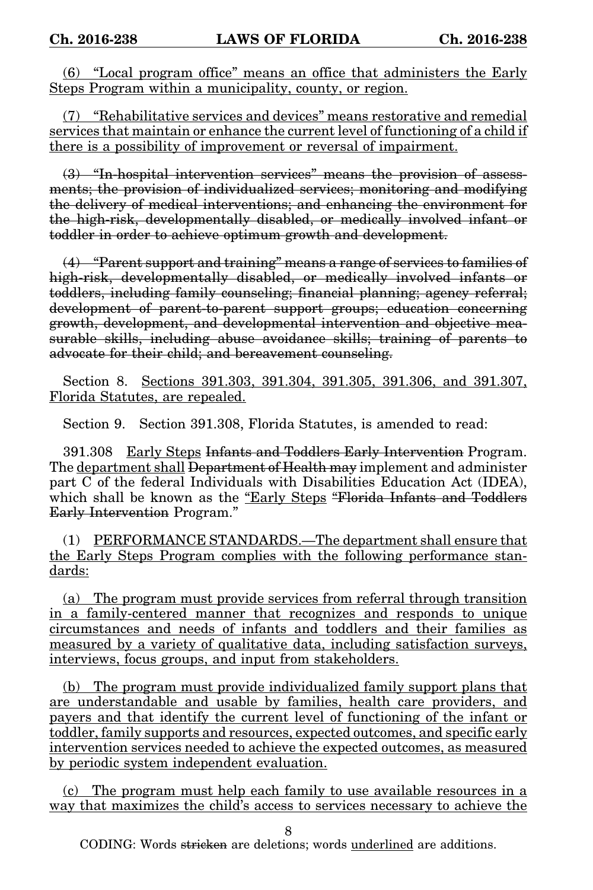<u>(6) "Local program office" means an office that administers the Early Steps Program within a municipality, county, or region.</u>

<u>(7) "Rehabilitative services and devices" means restorative and remedial services that maintain or enhance the current level of functioning of a child if there is a possibility of improvement or reversal of impairment.</u>

~~(3) "In-hospital intervention services" means the provision of assessments; the provision of individualized services; monitoring and modifying the delivery of medical interventions; and enhancing the environment for the high-risk, developmentally disabled, or medically involved infant or toddler in order to achieve optimum growth and development.~~

~~(4) "Parent support and training" means a range of services to families of high-risk, developmentally disabled, or medically involved infants or toddlers, including family counseling; financial planning; agency referral; development of parent-to-parent support groups; education concerning growth, development, and developmental intervention and objective measurable skills, including abuse avoidance skills; training of parents to advocate for their child; and bereavement counseling.~~

Section 8. <u>Sections 391.303, 391.304, 391.305, 391.306, and 391.307, Florida Statutes, are repealed.</u>

Section 9. Section 391.308, Florida Statutes, is amended to read:

391.308 <u>Early Steps</u> ~~Infants and Toddlers Early Intervention~~ Program. The <u>department shall</u> ~~Department of Health may~~ implement and administer part C of the federal Individuals with Disabilities Education Act (IDEA), which shall be known as the <u>"Early Steps</u> ~~"Florida Infants and Toddlers Early Intervention~~ Program."

<u>(1) PERFORMANCE STANDARDS.—The department shall ensure that the Early Steps Program complies with the following performance standards:</u>

<u>(a) The program must provide services from referral through transition in a family-centered manner that recognizes and responds to unique circumstances and needs of infants and toddlers and their families as measured by a variety of qualitative data, including satisfaction surveys, interviews, focus groups, and input from stakeholders.</u>

<u>(b) The program must provide individualized family support plans that are understandable and usable by families, health care providers, and payers and that identify the current level of functioning of the infant or toddler, family supports and resources, expected outcomes, and specific early intervention services needed to achieve the expected outcomes, as measured by periodic system independent evaluation.</u>

<u>(c) The program must help each family to use available resources in a way that maximizes the child's access to services necessary to achieve the</u>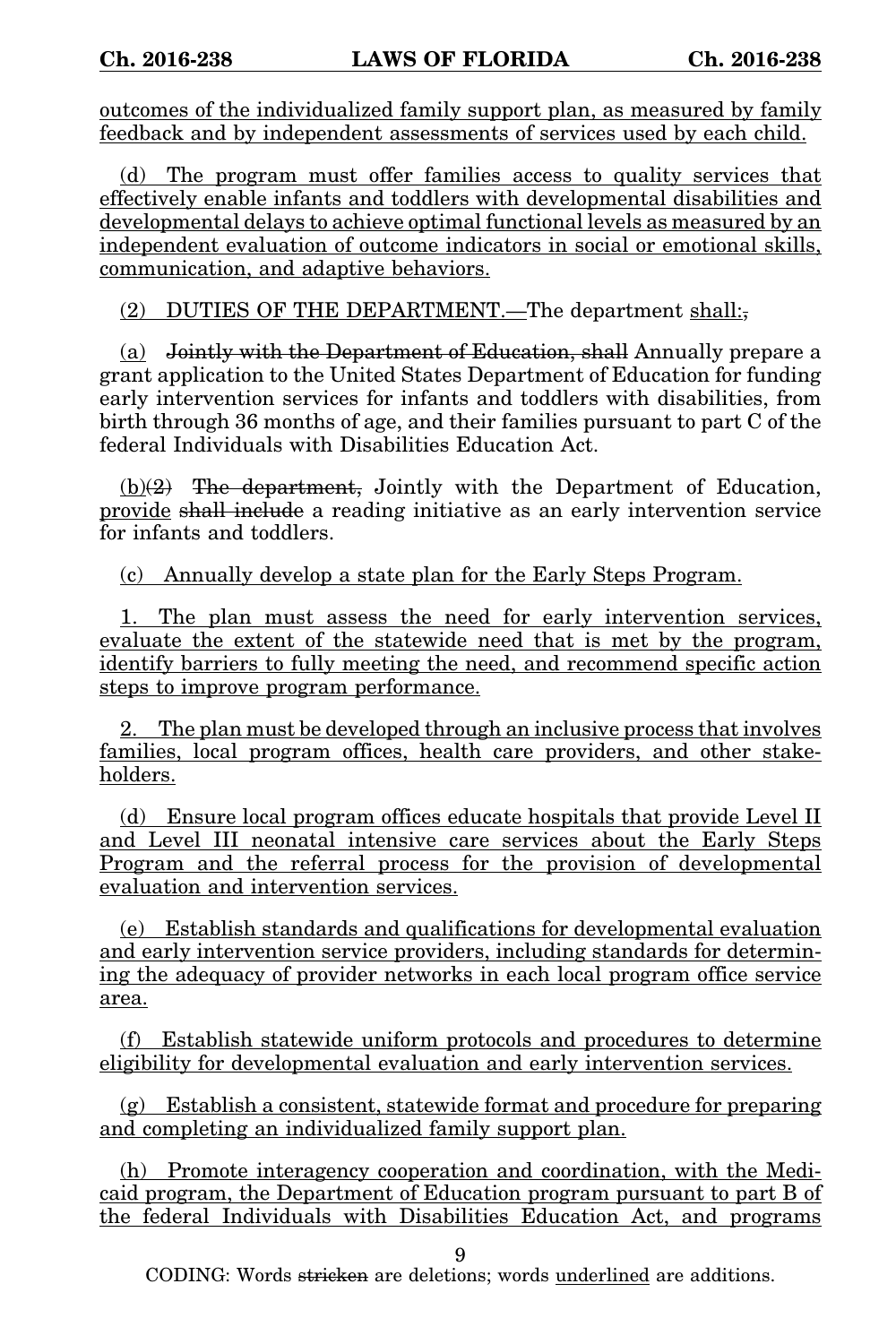outcomes of the individualized family support plan, as measured by family feedback and by independent assessments of services used by each child.

(d) The program must offer families access to quality services that effectively enable infants and toddlers with developmental disabilities and developmental delays to achieve optimal functional levels as measured by an independent evaluation of outcome indicators in social or emotional skills, communication, and adaptive behaviors.

(2) DUTIES OF THE DEPARTMENT.—The department shall:,

(a) Jointly with the Department of Education, shall Annually prepare a grant application to the United States Department of Education for funding early intervention services for infants and toddlers with disabilities, from birth through 36 months of age, and their families pursuant to part C of the federal Individuals with Disabilities Education Act.

(b)(2) The department, Jointly with the Department of Education, provide shall include a reading initiative as an early intervention service for infants and toddlers.

(c) Annually develop a state plan for the Early Steps Program.

1. The plan must assess the need for early intervention services, evaluate the extent of the statewide need that is met by the program, identify barriers to fully meeting the need, and recommend specific action steps to improve program performance.

2. The plan must be developed through an inclusive process that involves families, local program offices, health care providers, and other stakeholders.

(d) Ensure local program offices educate hospitals that provide Level II and Level III neonatal intensive care services about the Early Steps Program and the referral process for the provision of developmental evaluation and intervention services.

(e) Establish standards and qualifications for developmental evaluation and early intervention service providers, including standards for determining the adequacy of provider networks in each local program office service area.

(f) Establish statewide uniform protocols and procedures to determine eligibility for developmental evaluation and early intervention services.

(g) Establish a consistent, statewide format and procedure for preparing and completing an individualized family support plan.

(h) Promote interagency cooperation and coordination, with the Medicaid program, the Department of Education program pursuant to part B of the federal Individuals with Disabilities Education Act, and programs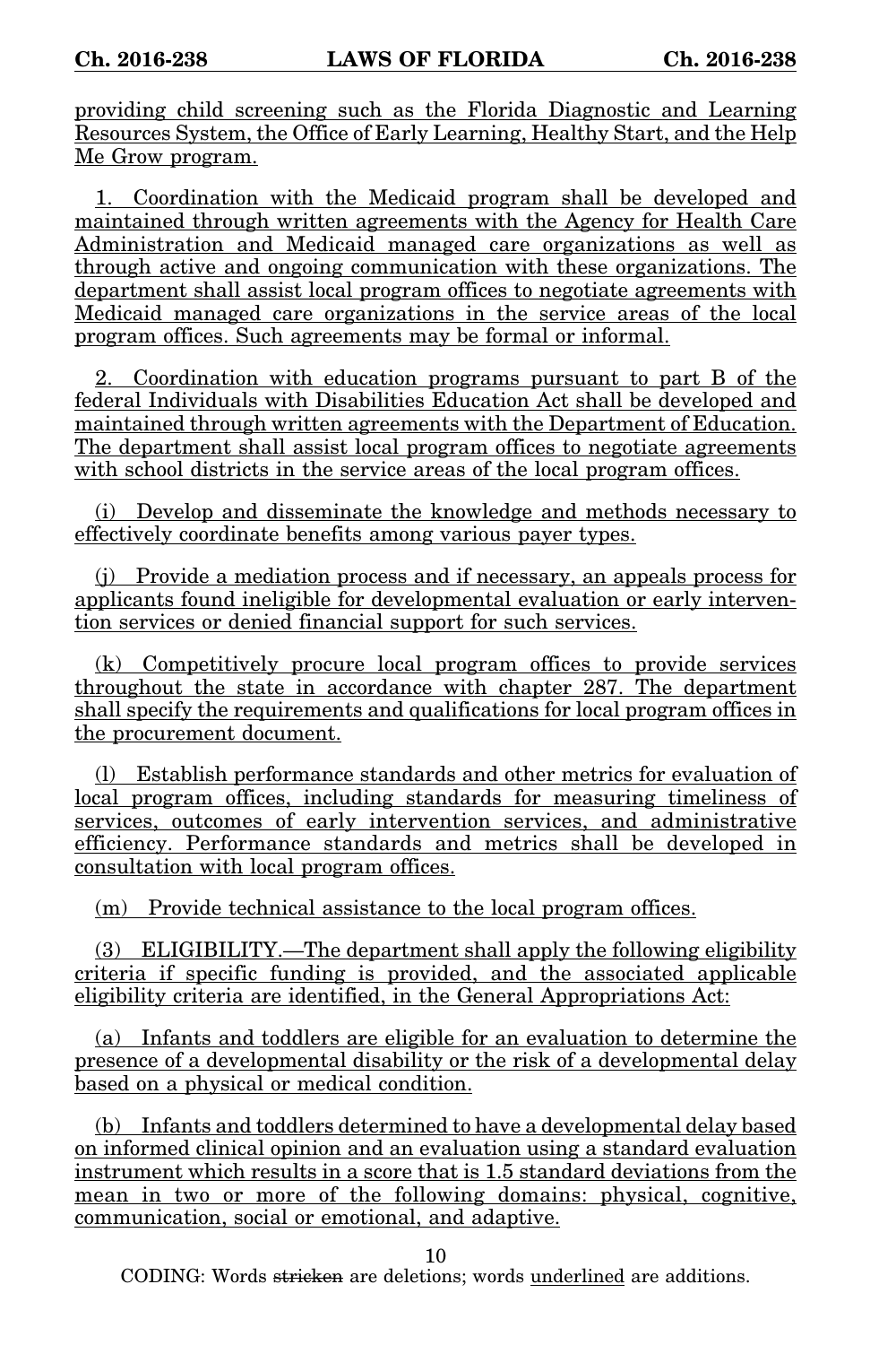providing child screening such as the Florida Diagnostic and Learning Resources System, the Office of Early Learning, Healthy Start, and the Help Me Grow program.

1. Coordination with the Medicaid program shall be developed and maintained through written agreements with the Agency for Health Care Administration and Medicaid managed care organizations as well as through active and ongoing communication with these organizations. The department shall assist local program offices to negotiate agreements with Medicaid managed care organizations in the service areas of the local program offices. Such agreements may be formal or informal.

2. Coordination with education programs pursuant to part B of the federal Individuals with Disabilities Education Act shall be developed and maintained through written agreements with the Department of Education. The department shall assist local program offices to negotiate agreements with school districts in the service areas of the local program offices.

(i) Develop and disseminate the knowledge and methods necessary to effectively coordinate benefits among various payer types.

(j) Provide a mediation process and if necessary, an appeals process for applicants found ineligible for developmental evaluation or early intervention services or denied financial support for such services.

(k) Competitively procure local program offices to provide services throughout the state in accordance with chapter 287. The department shall specify the requirements and qualifications for local program offices in the procurement document.

(l) Establish performance standards and other metrics for evaluation of local program offices, including standards for measuring timeliness of services, outcomes of early intervention services, and administrative efficiency. Performance standards and metrics shall be developed in consultation with local program offices.

(m) Provide technical assistance to the local program offices.

(3) ELIGIBILITY.—The department shall apply the following eligibility criteria if specific funding is provided, and the associated applicable eligibility criteria are identified, in the General Appropriations Act:

(a) Infants and toddlers are eligible for an evaluation to determine the presence of a developmental disability or the risk of a developmental delay based on a physical or medical condition.

(b) Infants and toddlers determined to have a developmental delay based on informed clinical opinion and an evaluation using a standard evaluation instrument which results in a score that is 1.5 standard deviations from the mean in two or more of the following domains: physical, cognitive, communication, social or emotional, and adaptive.

CODING: Words stricken are deletions; words underlined are additions.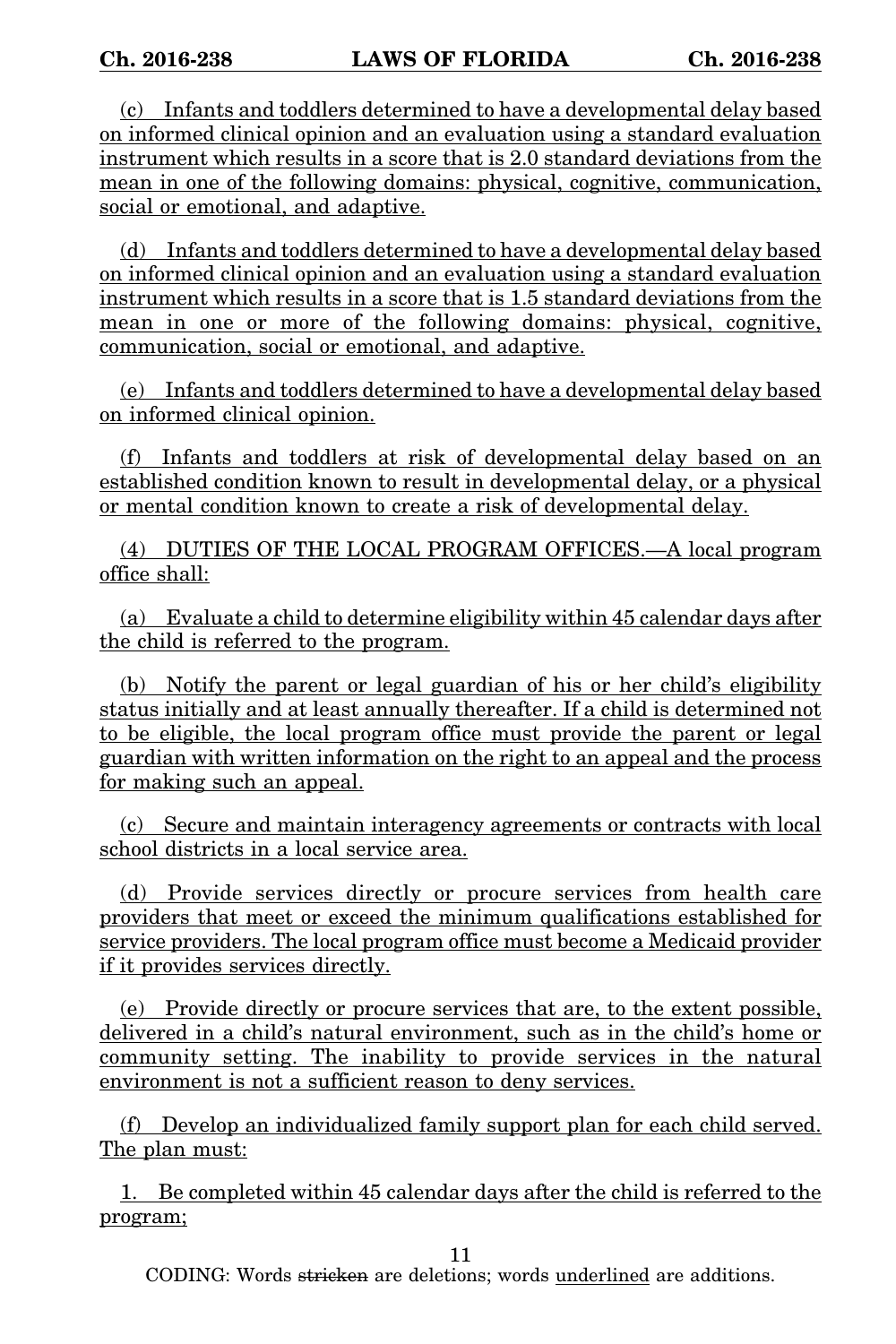(c) Infants and toddlers determined to have a developmental delay based on informed clinical opinion and an evaluation using a standard evaluation instrument which results in a score that is 2.0 standard deviations from the mean in one of the following domains: physical, cognitive, communication, social or emotional, and adaptive.

(d) Infants and toddlers determined to have a developmental delay based on informed clinical opinion and an evaluation using a standard evaluation instrument which results in a score that is 1.5 standard deviations from the mean in one or more of the following domains: physical, cognitive, communication, social or emotional, and adaptive.

(e) Infants and toddlers determined to have a developmental delay based on informed clinical opinion.

(f) Infants and toddlers at risk of developmental delay based on an established condition known to result in developmental delay, or a physical or mental condition known to create a risk of developmental delay.

(4) DUTIES OF THE LOCAL PROGRAM OFFICES.—A local program office shall:

(a) Evaluate a child to determine eligibility within 45 calendar days after the child is referred to the program.

(b) Notify the parent or legal guardian of his or her child's eligibility status initially and at least annually thereafter. If a child is determined not to be eligible, the local program office must provide the parent or legal guardian with written information on the right to an appeal and the process for making such an appeal.

(c) Secure and maintain interagency agreements or contracts with local school districts in a local service area.

(d) Provide services directly or procure services from health care providers that meet or exceed the minimum qualifications established for service providers. The local program office must become a Medicaid provider if it provides services directly.

(e) Provide directly or procure services that are, to the extent possible, delivered in a child's natural environment, such as in the child's home or community setting. The inability to provide services in the natural environment is not a sufficient reason to deny services.

(f) Develop an individualized family support plan for each child served. The plan must:

1. Be completed within 45 calendar days after the child is referred to the program;

CODING: Words stricken are deletions; words underlined are additions.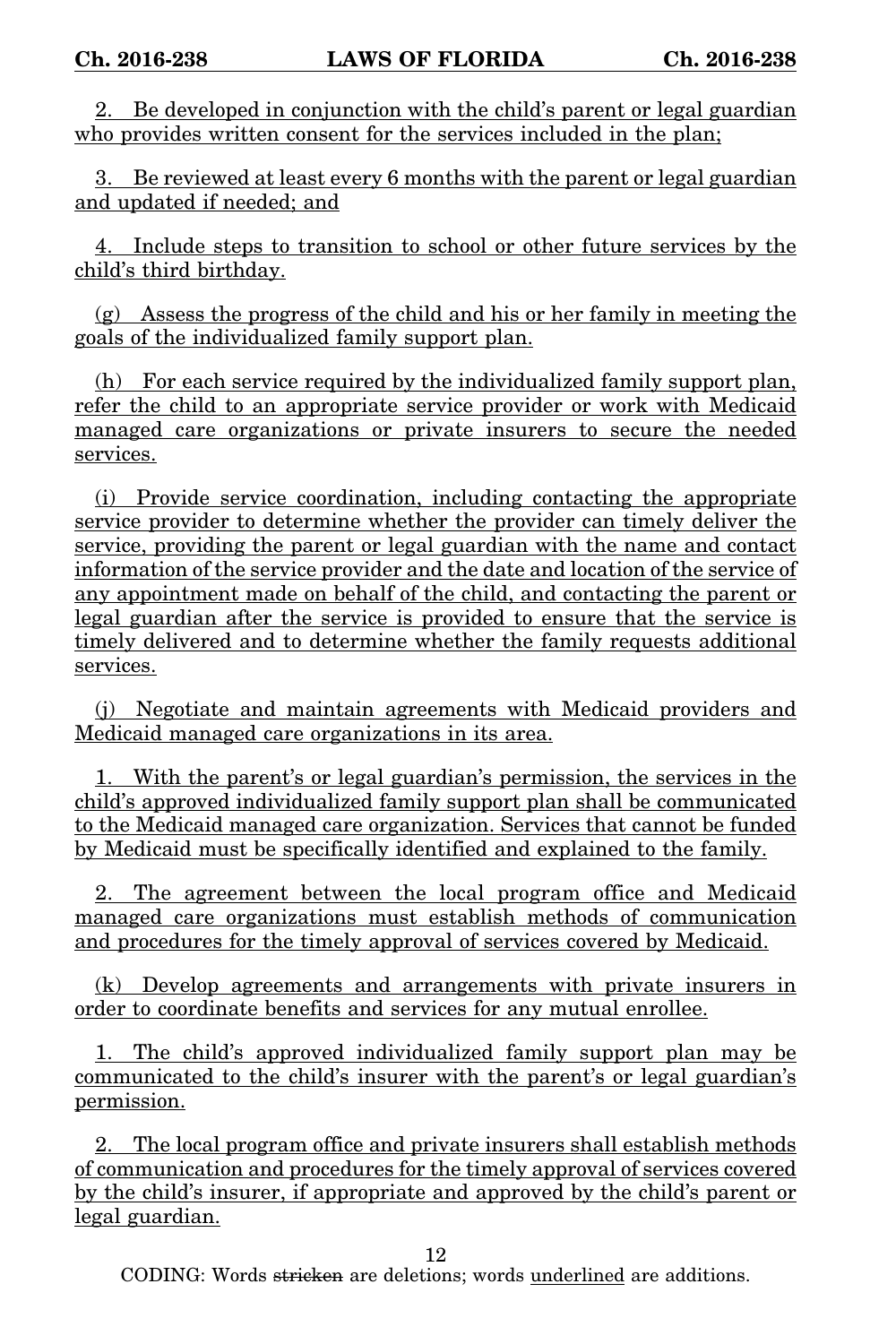2. Be developed in conjunction with the child's parent or legal guardian who provides written consent for the services included in the plan;

3. Be reviewed at least every 6 months with the parent or legal guardian and updated if needed; and

4. Include steps to transition to school or other future services by the child's third birthday.

(g) Assess the progress of the child and his or her family in meeting the goals of the individualized family support plan.

(h) For each service required by the individualized family support plan, refer the child to an appropriate service provider or work with Medicaid managed care organizations or private insurers to secure the needed services.

(i) Provide service coordination, including contacting the appropriate service provider to determine whether the provider can timely deliver the service, providing the parent or legal guardian with the name and contact information of the service provider and the date and location of the service of any appointment made on behalf of the child, and contacting the parent or legal guardian after the service is provided to ensure that the service is timely delivered and to determine whether the family requests additional services.

(j) Negotiate and maintain agreements with Medicaid providers and Medicaid managed care organizations in its area.

1. With the parent's or legal guardian's permission, the services in the child's approved individualized family support plan shall be communicated to the Medicaid managed care organization. Services that cannot be funded by Medicaid must be specifically identified and explained to the family.

2. The agreement between the local program office and Medicaid managed care organizations must establish methods of communication and procedures for the timely approval of services covered by Medicaid.

(k) Develop agreements and arrangements with private insurers in order to coordinate benefits and services for any mutual enrollee.

1. The child's approved individualized family support plan may be communicated to the child's insurer with the parent's or legal guardian's permission.

2. The local program office and private insurers shall establish methods of communication and procedures for the timely approval of services covered by the child's insurer, if appropriate and approved by the child's parent or legal guardian.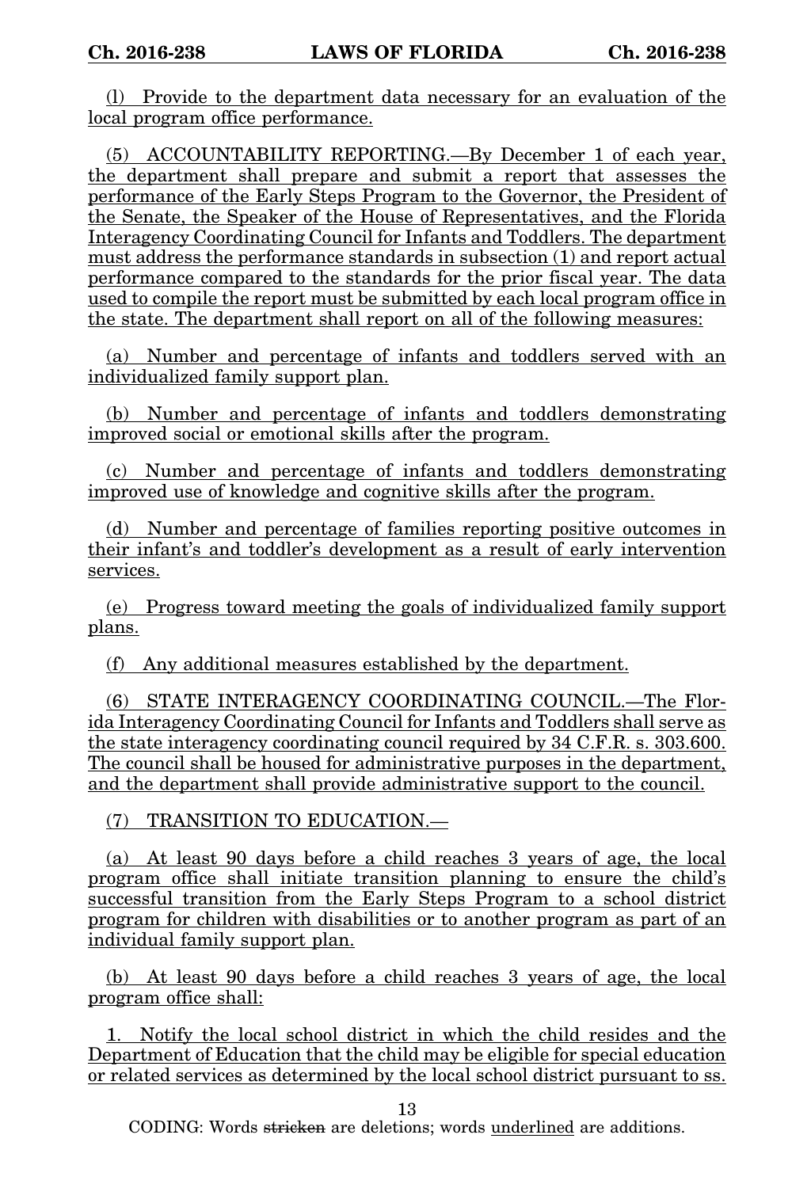(l) Provide to the department data necessary for an evaluation of the local program office performance.

(5) ACCOUNTABILITY REPORTING.—By December 1 of each year, the department shall prepare and submit a report that assesses the performance of the Early Steps Program to the Governor, the President of the Senate, the Speaker of the House of Representatives, and the Florida Interagency Coordinating Council for Infants and Toddlers. The department must address the performance standards in subsection (1) and report actual performance compared to the standards for the prior fiscal year. The data used to compile the report must be submitted by each local program office in the state. The department shall report on all of the following measures:

(a) Number and percentage of infants and toddlers served with an individualized family support plan.

(b) Number and percentage of infants and toddlers demonstrating improved social or emotional skills after the program.

(c) Number and percentage of infants and toddlers demonstrating improved use of knowledge and cognitive skills after the program.

(d) Number and percentage of families reporting positive outcomes in their infant's and toddler's development as a result of early intervention services.

(e) Progress toward meeting the goals of individualized family support plans.

(f) Any additional measures established by the department.

(6) STATE INTERAGENCY COORDINATING COUNCIL.—The Florida Interagency Coordinating Council for Infants and Toddlers shall serve as the state interagency coordinating council required by 34 C.F.R. s. 303.600. The council shall be housed for administrative purposes in the department, and the department shall provide administrative support to the council.

(7) TRANSITION TO EDUCATION.—

(a) At least 90 days before a child reaches 3 years of age, the local program office shall initiate transition planning to ensure the child's successful transition from the Early Steps Program to a school district program for children with disabilities or to another program as part of an individual family support plan.

(b) At least 90 days before a child reaches 3 years of age, the local program office shall:

1. Notify the local school district in which the child resides and the Department of Education that the child may be eligible for special education or related services as determined by the local school district pursuant to ss.

CODING: Words ~~stricken~~ are deletions; words underlined are additions.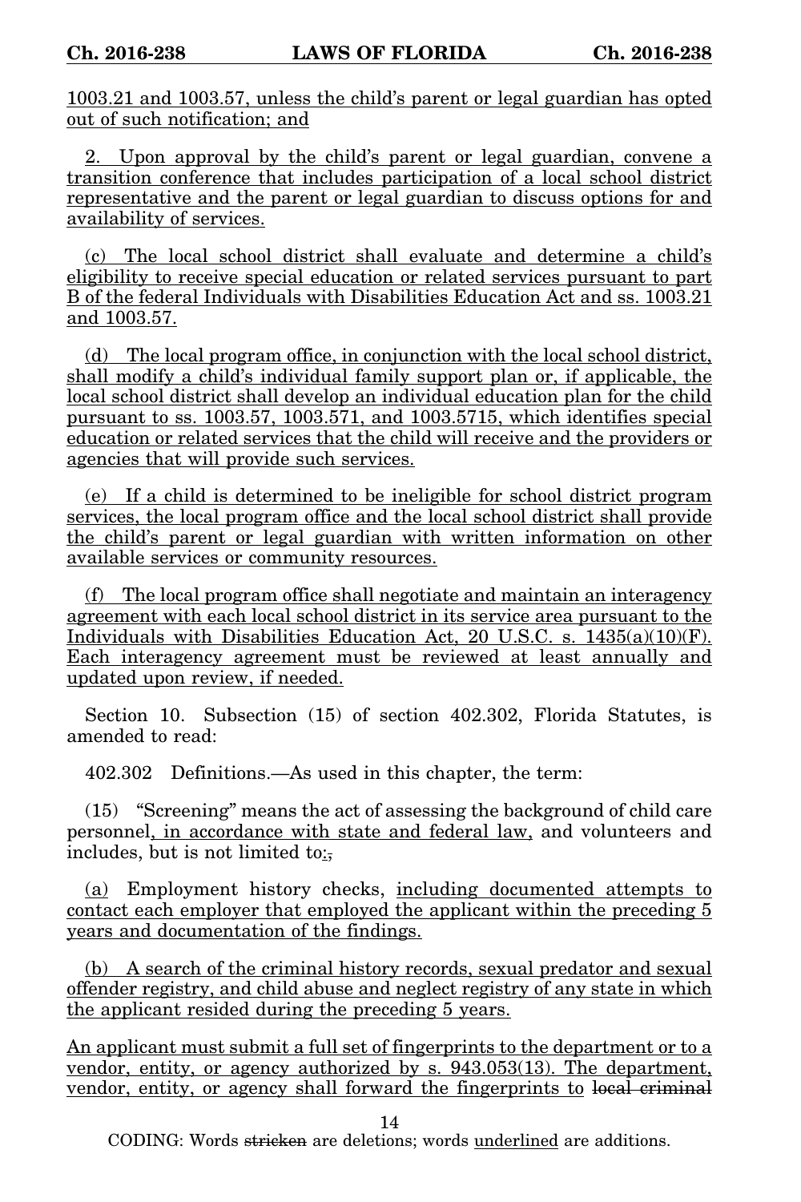1003.21 and 1003.57, unless the child's parent or legal guardian has opted out of such notification; and

2. Upon approval by the child's parent or legal guardian, convene a transition conference that includes participation of a local school district representative and the parent or legal guardian to discuss options for and availability of services.

(c) The local school district shall evaluate and determine a child's eligibility to receive special education or related services pursuant to part B of the federal Individuals with Disabilities Education Act and ss. 1003.21 and 1003.57.

(d) The local program office, in conjunction with the local school district, shall modify a child's individual family support plan or, if applicable, the local school district shall develop an individual education plan for the child pursuant to ss. 1003.57, 1003.571, and 1003.5715, which identifies special education or related services that the child will receive and the providers or agencies that will provide such services.

(e) If a child is determined to be ineligible for school district program services, the local program office and the local school district shall provide the child's parent or legal guardian with written information on other available services or community resources.

(f) The local program office shall negotiate and maintain an interagency agreement with each local school district in its service area pursuant to the Individuals with Disabilities Education Act, 20 U.S.C. s. 1435(a)(10)(F). Each interagency agreement must be reviewed at least annually and updated upon review, if needed.

Section 10. Subsection (15) of section 402.302, Florida Statutes, is amended to read:

402.302 Definitions.—As used in this chapter, the term:

(15) "Screening" means the act of assessing the background of child care personnel, in accordance with state and federal law, and volunteers and includes, but is not limited to:,

(a) Employment history checks, including documented attempts to contact each employer that employed the applicant within the preceding 5 years and documentation of the findings.

(b) A search of the criminal history records, sexual predator and sexual offender registry, and child abuse and neglect registry of any state in which the applicant resided during the preceding 5 years.

An applicant must submit a full set of fingerprints to the department or to a vendor, entity, or agency authorized by s. 943.053(13). The department, vendor, entity, or agency shall forward the fingerprints to ~~local criminal~~

CODING: Words ~~stricken~~ are deletions; words underlined are additions.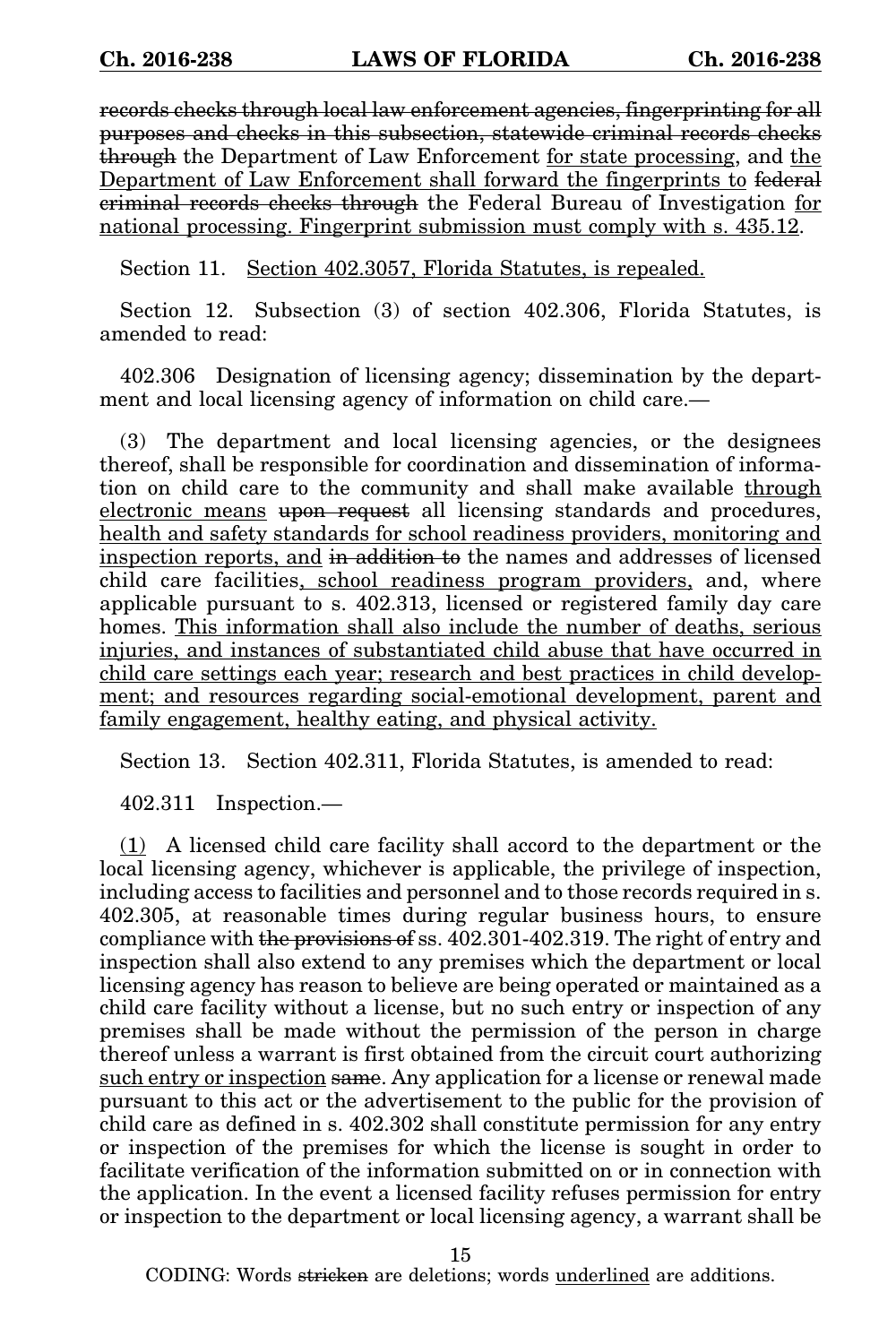~~records checks through local law enforcement agencies, fingerprinting for all purposes and checks in this subsection, statewide criminal records checks through~~ the Department of Law Enforcement <u>for state processing</u>, and <u>the Department of Law Enforcement shall forward the fingerprints to</u> ~~federal criminal records checks through~~ the Federal Bureau of Investigation <u>for national processing. Fingerprint submission must comply with s. 435.12</u>.

Section 11. <u>Section 402.3057, Florida Statutes, is repealed.</u>

Section 12. Subsection (3) of section 402.306, Florida Statutes, is amended to read:

402.306 Designation of licensing agency; dissemination by the department and local licensing agency of information on child care.—

(3) The department and local licensing agencies, or the designees thereof, shall be responsible for coordination and dissemination of information on child care to the community and shall make available <u>through electronic means</u> ~~upon request~~ all licensing standards and procedures, <u>health and safety standards for school readiness providers, monitoring and inspection reports, and</u> ~~in addition to~~ the names and addresses of licensed child care facilities<u>, school readiness program providers,</u> and, where applicable pursuant to s. 402.313, licensed or registered family day care homes. <u>This information shall also include the number of deaths, serious injuries, and instances of substantiated child abuse that have occurred in child care settings each year; research and best practices in child development; and resources regarding social-emotional development, parent and family engagement, healthy eating, and physical activity.</u>

Section 13. Section 402.311, Florida Statutes, is amended to read:

402.311 Inspection.—

<u>(1)</u> A licensed child care facility shall accord to the department or the local licensing agency, whichever is applicable, the privilege of inspection, including access to facilities and personnel and to those records required in s. 402.305, at reasonable times during regular business hours, to ensure compliance with ~~the provisions of~~ ss. 402.301-402.319. The right of entry and inspection shall also extend to any premises which the department or local licensing agency has reason to believe are being operated or maintained as a child care facility without a license, but no such entry or inspection of any premises shall be made without the permission of the person in charge thereof unless a warrant is first obtained from the circuit court authorizing <u>such entry or inspection</u> ~~same~~. Any application for a license or renewal made pursuant to this act or the advertisement to the public for the provision of child care as defined in s. 402.302 shall constitute permission for any entry or inspection of the premises for which the license is sought in order to facilitate verification of the information submitted on or in connection with the application. In the event a licensed facility refuses permission for entry or inspection to the department or local licensing agency, a warrant shall be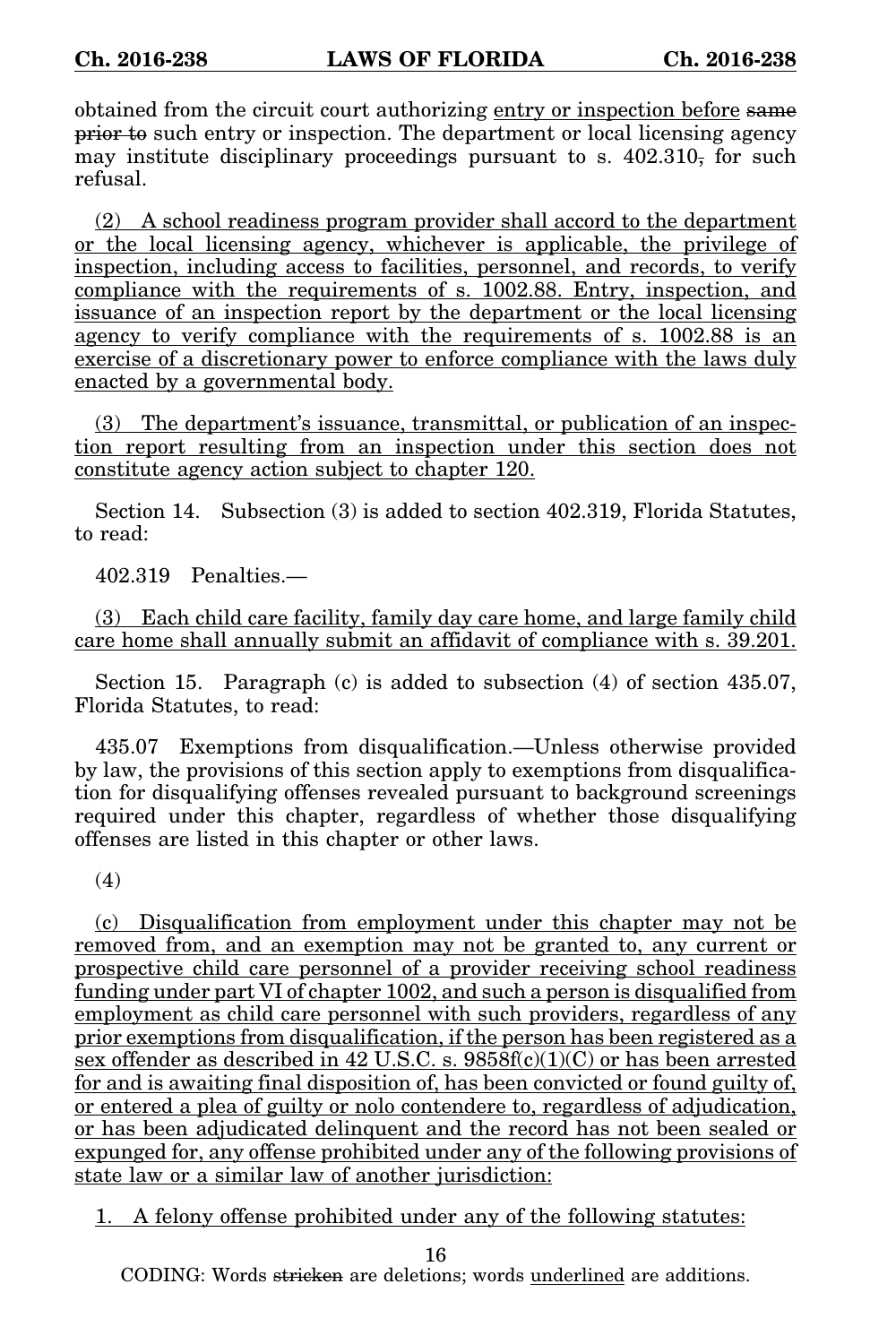obtained from the circuit court authorizing <u>entry or inspection before</u> ~~same prior to~~ such entry or inspection. The department or local licensing agency may institute disciplinary proceedings pursuant to s. 402.310~~,~~ for such refusal.

<u>(2) A school readiness program provider shall accord to the department or the local licensing agency, whichever is applicable, the privilege of inspection, including access to facilities, personnel, and records, to verify compliance with the requirements of s. 1002.88. Entry, inspection, and issuance of an inspection report by the department or the local licensing agency to verify compliance with the requirements of s. 1002.88 is an exercise of a discretionary power to enforce compliance with the laws duly enacted by a governmental body.</u>

<u>(3) The department's issuance, transmittal, or publication of an inspection report resulting from an inspection under this section does not constitute agency action subject to chapter 120.</u>

Section 14. Subsection (3) is added to section 402.319, Florida Statutes, to read:

402.319 Penalties.—

<u>(3) Each child care facility, family day care home, and large family child care home shall annually submit an affidavit of compliance with s. 39.201.</u>

Section 15. Paragraph (c) is added to subsection (4) of section 435.07, Florida Statutes, to read:

435.07 Exemptions from disqualification.—Unless otherwise provided by law, the provisions of this section apply to exemptions from disqualification for disqualifying offenses revealed pursuant to background screenings required under this chapter, regardless of whether those disqualifying offenses are listed in this chapter or other laws.

(4)

<u>(c) Disqualification from employment under this chapter may not be removed from, and an exemption may not be granted to, any current or prospective child care personnel of a provider receiving school readiness funding under part VI of chapter 1002, and such a person is disqualified from employment as child care personnel with such providers, regardless of any prior exemptions from disqualification, if the person has been registered as a sex offender as described in 42 U.S.C. s. 9858f(c)(1)(C) or has been arrested for and is awaiting final disposition of, has been convicted or found guilty of, or entered a plea of guilty or nolo contendere to, regardless of adjudication, or has been adjudicated delinquent and the record has not been sealed or expunged for, any offense prohibited under any of the following provisions of state law or a similar law of another jurisdiction:</u>

<u>1. A felony offense prohibited under any of the following statutes:</u>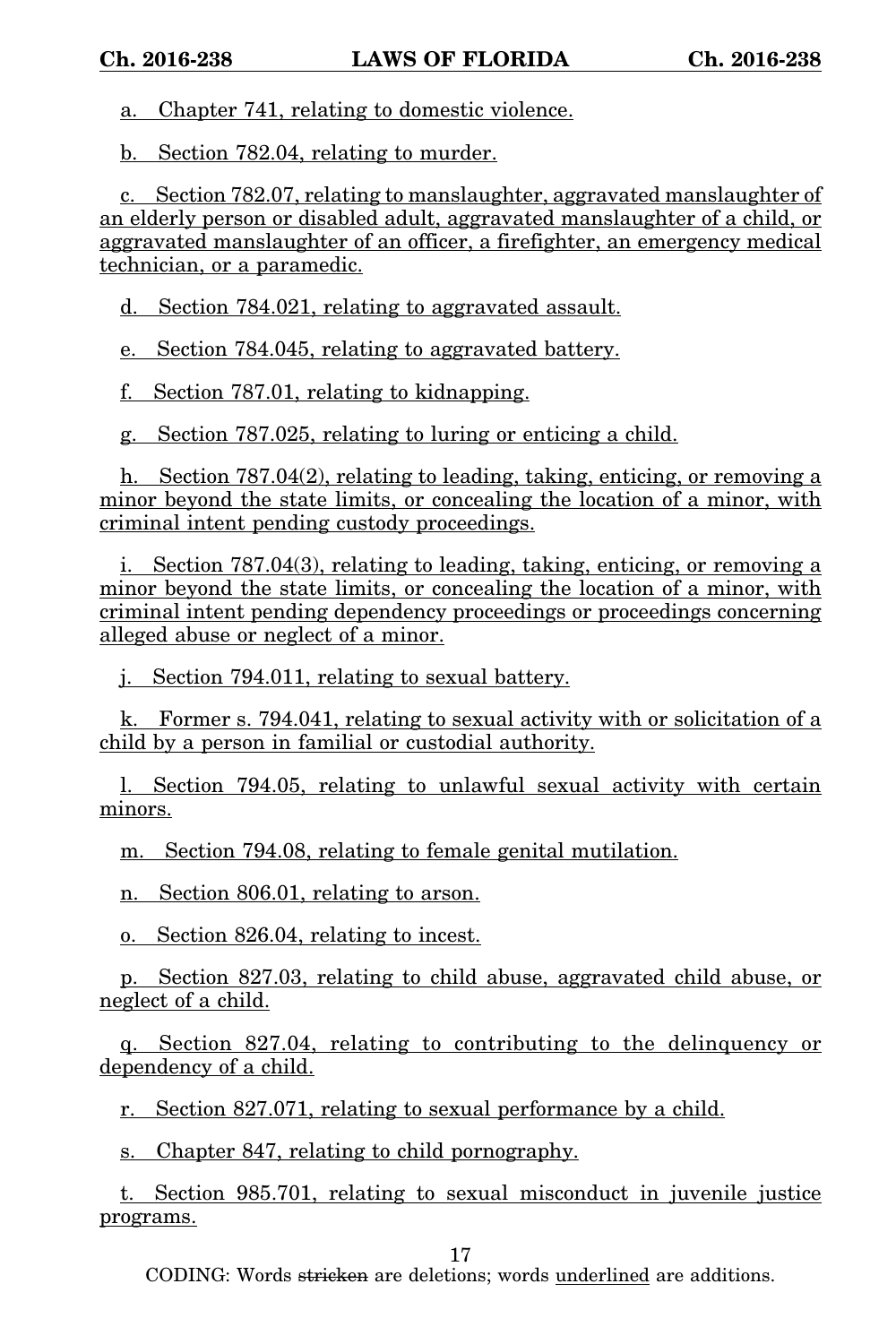a. Chapter 741, relating to domestic violence.

b. Section 782.04, relating to murder.

c. Section 782.07, relating to manslaughter, aggravated manslaughter of an elderly person or disabled adult, aggravated manslaughter of a child, or aggravated manslaughter of an officer, a firefighter, an emergency medical technician, or a paramedic.

d. Section 784.021, relating to aggravated assault.

e. Section 784.045, relating to aggravated battery.

f. Section 787.01, relating to kidnapping.

g. Section 787.025, relating to luring or enticing a child.

h. Section 787.04(2), relating to leading, taking, enticing, or removing a minor beyond the state limits, or concealing the location of a minor, with criminal intent pending custody proceedings.

i. Section 787.04(3), relating to leading, taking, enticing, or removing a minor beyond the state limits, or concealing the location of a minor, with criminal intent pending dependency proceedings or proceedings concerning alleged abuse or neglect of a minor.

j. Section 794.011, relating to sexual battery.

k. Former s. 794.041, relating to sexual activity with or solicitation of a child by a person in familial or custodial authority.

l. Section 794.05, relating to unlawful sexual activity with certain minors.

m. Section 794.08, relating to female genital mutilation.

n. Section 806.01, relating to arson.

o. Section 826.04, relating to incest.

p. Section 827.03, relating to child abuse, aggravated child abuse, or neglect of a child.

q. Section 827.04, relating to contributing to the delinquency or dependency of a child.

r. Section 827.071, relating to sexual performance by a child.

s. Chapter 847, relating to child pornography.

t. Section 985.701, relating to sexual misconduct in juvenile justice programs.

CODING: Words ~~stricken~~ are deletions; words underlined are additions.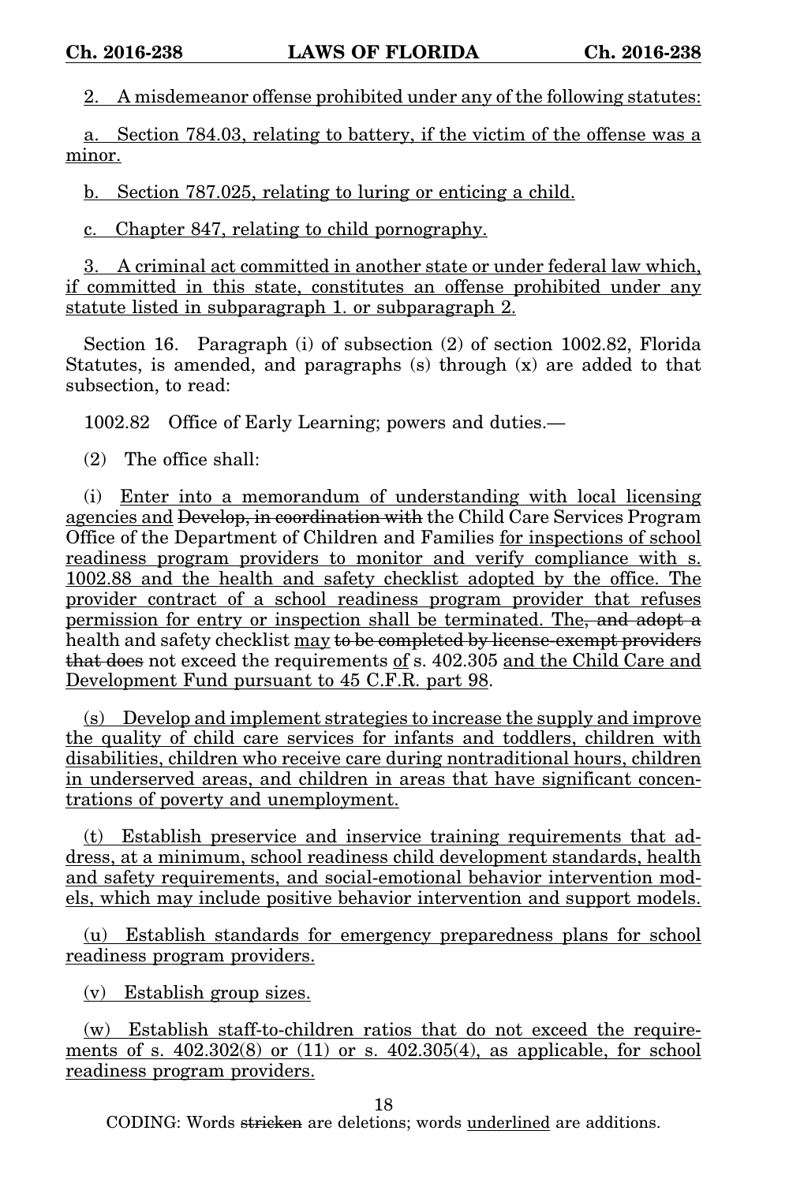<u>2. A misdemeanor offense prohibited under any of the following statutes:</u>

<u>a. Section 784.03, relating to battery, if the victim of the offense was a minor.</u>

<u>b. Section 787.025, relating to luring or enticing a child.</u>

<u>c. Chapter 847, relating to child pornography.</u>

<u>3. A criminal act committed in another state or under federal law which, if committed in this state, constitutes an offense prohibited under any statute listed in subparagraph 1. or subparagraph 2.</u>

Section 16. Paragraph (i) of subsection (2) of section 1002.82, Florida Statutes, is amended, and paragraphs (s) through (x) are added to that subsection, to read:

1002.82 Office of Early Learning; powers and duties.—

(2) The office shall:

(i) <u>Enter into a memorandum of understanding with local licensing agencies and</u> ~~Develop, in coordination with~~ the Child Care Services Program Office of the Department of Children and Families <u>for inspections of school readiness program providers to monitor and verify compliance with s. 1002.88 and the health and safety checklist adopted by the office. The provider contract of a school readiness program provider that refuses permission for entry or inspection shall be terminated. The</u>~~, and adopt a~~ health and safety checklist <u>may</u> ~~to be completed by license-exempt providers that does~~ not exceed the requirements <u>of</u> s. 402.305 <u>and the Child Care and Development Fund pursuant to 45 C.F.R. part 98</u>.

<u>(s) Develop and implement strategies to increase the supply and improve the quality of child care services for infants and toddlers, children with disabilities, children who receive care during nontraditional hours, children in underserved areas, and children in areas that have significant concentrations of poverty and unemployment.</u>

<u>(t) Establish preservice and inservice training requirements that address, at a minimum, school readiness child development standards, health and safety requirements, and social-emotional behavior intervention models, which may include positive behavior intervention and support models.</u>

<u>(u) Establish standards for emergency preparedness plans for school readiness program providers.</u>

<u>(v) Establish group sizes.</u>

<u>(w) Establish staff-to-children ratios that do not exceed the requirements of s. 402.302(8) or (11) or s. 402.305(4), as applicable, for school readiness program providers.</u>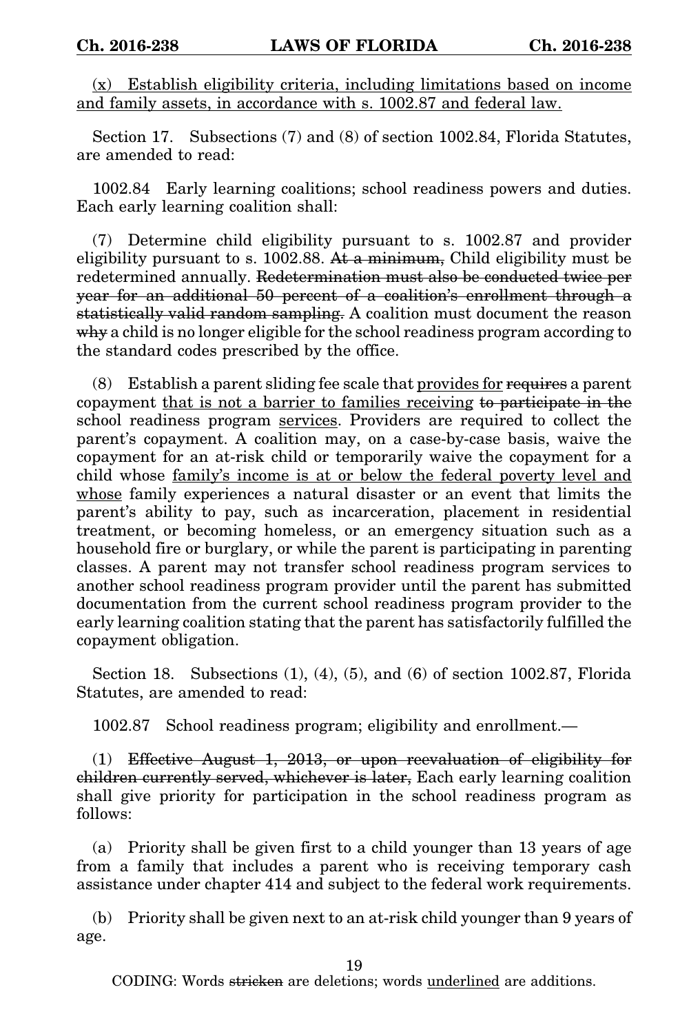<u>(x) Establish eligibility criteria, including limitations based on income and family assets, in accordance with s. 1002.87 and federal law.</u>

Section 17. Subsections (7) and (8) of section 1002.84, Florida Statutes, are amended to read:

1002.84 Early learning coalitions; school readiness powers and duties. Each early learning coalition shall:

(7) Determine child eligibility pursuant to s. 1002.87 and provider eligibility pursuant to s. 1002.88. ~~At a minimum,~~ Child eligibility must be redetermined annually. ~~Redetermination must also be conducted twice per year for an additional 50 percent of a coalition's enrollment through a statistically valid random sampling.~~ A coalition must document the reason ~~why~~ a child is no longer eligible for the school readiness program according to the standard codes prescribed by the office.

(8) Establish a parent sliding fee scale that <u>provides for</u> ~~requires~~ a parent copayment <u>that is not a barrier to families receiving</u> ~~to participate in the~~ school readiness program <u>services</u>. Providers are required to collect the parent's copayment. A coalition may, on a case-by-case basis, waive the copayment for an at-risk child or temporarily waive the copayment for a child whose <u>family's income is at or below the federal poverty level and whose</u> family experiences a natural disaster or an event that limits the parent's ability to pay, such as incarceration, placement in residential treatment, or becoming homeless, or an emergency situation such as a household fire or burglary, or while the parent is participating in parenting classes. A parent may not transfer school readiness program services to another school readiness program provider until the parent has submitted documentation from the current school readiness program provider to the early learning coalition stating that the parent has satisfactorily fulfilled the copayment obligation.

Section 18. Subsections (1), (4), (5), and (6) of section 1002.87, Florida Statutes, are amended to read:

1002.87 School readiness program; eligibility and enrollment.—

(1) ~~Effective August 1, 2013, or upon reevaluation of eligibility for children currently served, whichever is later,~~ Each early learning coalition shall give priority for participation in the school readiness program as follows:

(a) Priority shall be given first to a child younger than 13 years of age from a family that includes a parent who is receiving temporary cash assistance under chapter 414 and subject to the federal work requirements.

(b) Priority shall be given next to an at-risk child younger than 9 years of age.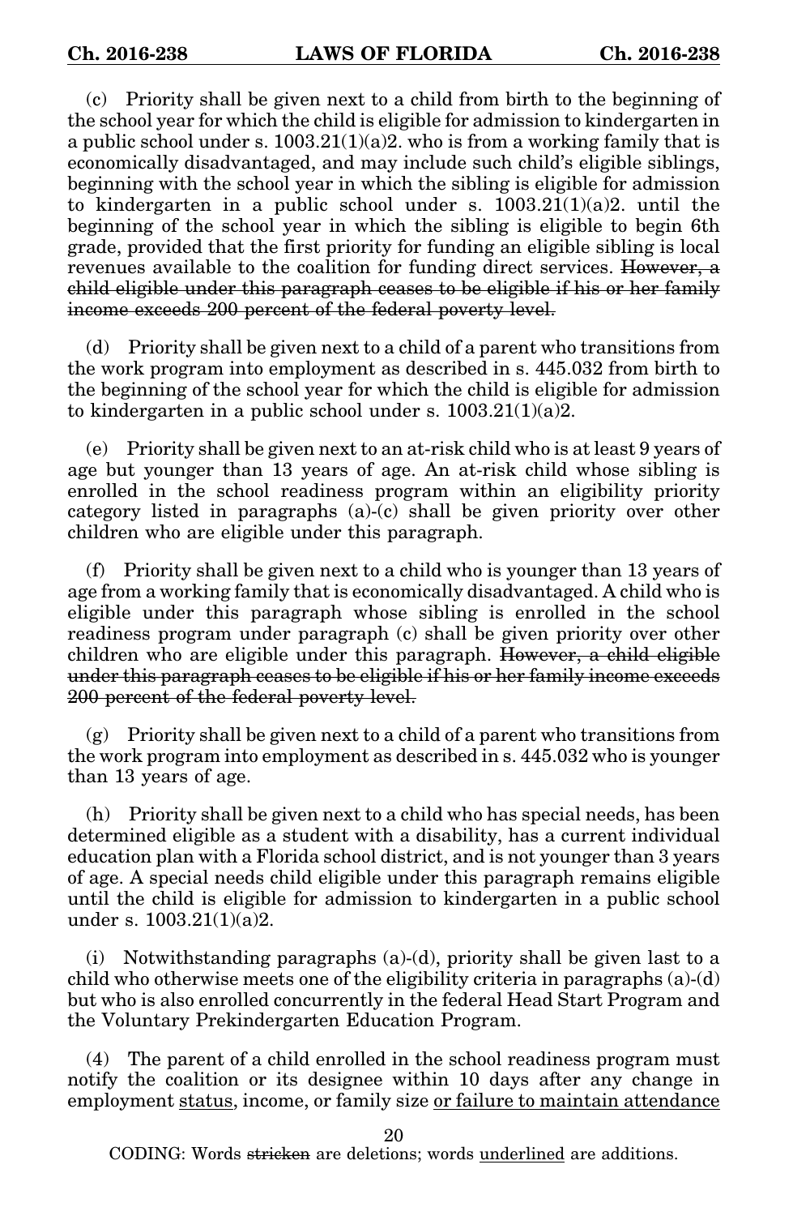(c) Priority shall be given next to a child from birth to the beginning of the school year for which the child is eligible for admission to kindergarten in a public school under s. 1003.21(1)(a)2. who is from a working family that is economically disadvantaged, and may include such child's eligible siblings, beginning with the school year in which the sibling is eligible for admission to kindergarten in a public school under s. 1003.21(1)(a)2. until the beginning of the school year in which the sibling is eligible to begin 6th grade, provided that the first priority for funding an eligible sibling is local revenues available to the coalition for funding direct services. ~~However, a child eligible under this paragraph ceases to be eligible if his or her family income exceeds 200 percent of the federal poverty level.~~

(d) Priority shall be given next to a child of a parent who transitions from the work program into employment as described in s. 445.032 from birth to the beginning of the school year for which the child is eligible for admission to kindergarten in a public school under s. 1003.21(1)(a)2.

(e) Priority shall be given next to an at-risk child who is at least 9 years of age but younger than 13 years of age. An at-risk child whose sibling is enrolled in the school readiness program within an eligibility priority category listed in paragraphs (a)-(c) shall be given priority over other children who are eligible under this paragraph.

(f) Priority shall be given next to a child who is younger than 13 years of age from a working family that is economically disadvantaged. A child who is eligible under this paragraph whose sibling is enrolled in the school readiness program under paragraph (c) shall be given priority over other children who are eligible under this paragraph. ~~However, a child eligible under this paragraph ceases to be eligible if his or her family income exceeds 200 percent of the federal poverty level.~~

(g) Priority shall be given next to a child of a parent who transitions from the work program into employment as described in s. 445.032 who is younger than 13 years of age.

(h) Priority shall be given next to a child who has special needs, has been determined eligible as a student with a disability, has a current individual education plan with a Florida school district, and is not younger than 3 years of age. A special needs child eligible under this paragraph remains eligible until the child is eligible for admission to kindergarten in a public school under s. 1003.21(1)(a)2.

(i) Notwithstanding paragraphs (a)-(d), priority shall be given last to a child who otherwise meets one of the eligibility criteria in paragraphs (a)-(d) but who is also enrolled concurrently in the federal Head Start Program and the Voluntary Prekindergarten Education Program.

(4) The parent of a child enrolled in the school readiness program must notify the coalition or its designee within 10 days after any change in employment <u>status</u>, income, or family size <u>or failure to maintain attendance</u>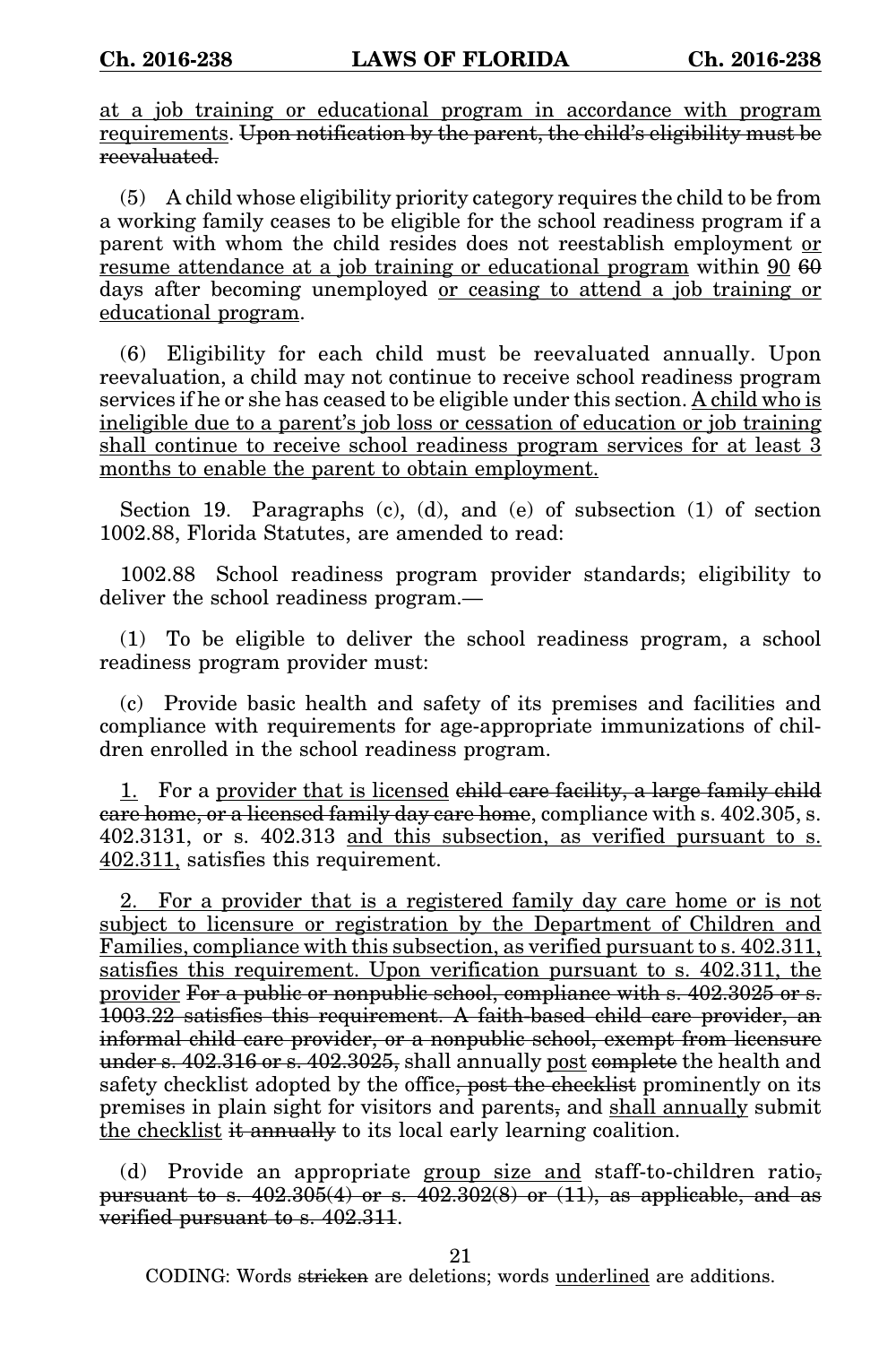<u>at a job training or educational program in accordance with program requirements</u>. ~~Upon notification by the parent, the child's eligibility must be reevaluated.~~

(5) A child whose eligibility priority category requires the child to be from a working family ceases to be eligible for the school readiness program if a parent with whom the child resides does not reestablish employment <u>or resume attendance at a job training or educational program</u> within <u>90</u> ~~60~~ days after becoming unemployed <u>or ceasing to attend a job training or educational program</u>.

(6) Eligibility for each child must be reevaluated annually. Upon reevaluation, a child may not continue to receive school readiness program services if he or she has ceased to be eligible under this section. <u>A child who is ineligible due to a parent's job loss or cessation of education or job training shall continue to receive school readiness program services for at least 3 months to enable the parent to obtain employment.</u>

Section 19. Paragraphs (c), (d), and (e) of subsection (1) of section 1002.88, Florida Statutes, are amended to read:

1002.88 School readiness program provider standards; eligibility to deliver the school readiness program.—

(1) To be eligible to deliver the school readiness program, a school readiness program provider must:

(c) Provide basic health and safety of its premises and facilities and compliance with requirements for age-appropriate immunizations of children enrolled in the school readiness program.

<u>1.</u> For a <u>provider that is licensed</u> ~~child care facility, a large family child care home, or a licensed family day care home~~, compliance with s. 402.305, s. 402.3131, or s. 402.313 <u>and this subsection, as verified pursuant to s. 402.311,</u> satisfies this requirement.

<u>2. For a provider that is a registered family day care home or is not subject to licensure or registration by the Department of Children and Families, compliance with this subsection, as verified pursuant to s. 402.311, satisfies this requirement. Upon verification pursuant to s. 402.311, the provider</u> ~~For a public or nonpublic school, compliance with s. 402.3025 or s. 1003.22 satisfies this requirement. A faith-based child care provider, an informal child care provider, or a nonpublic school, exempt from licensure under s. 402.316 or s. 402.3025,~~ shall annually <u>post</u> ~~complete~~ the health and safety checklist adopted by the office~~, post the checklist~~ prominently on its premises in plain sight for visitors and parents~~,~~ and <u>shall annually</u> submit <u>the checklist</u> ~~it annually~~ to its local early learning coalition.

(d) Provide an appropriate <u>group size and</u> staff-to-children ratio~~, pursuant to s. 402.305(4) or s. 402.302(8) or (11), as applicable, and as verified pursuant to s. 402.311~~.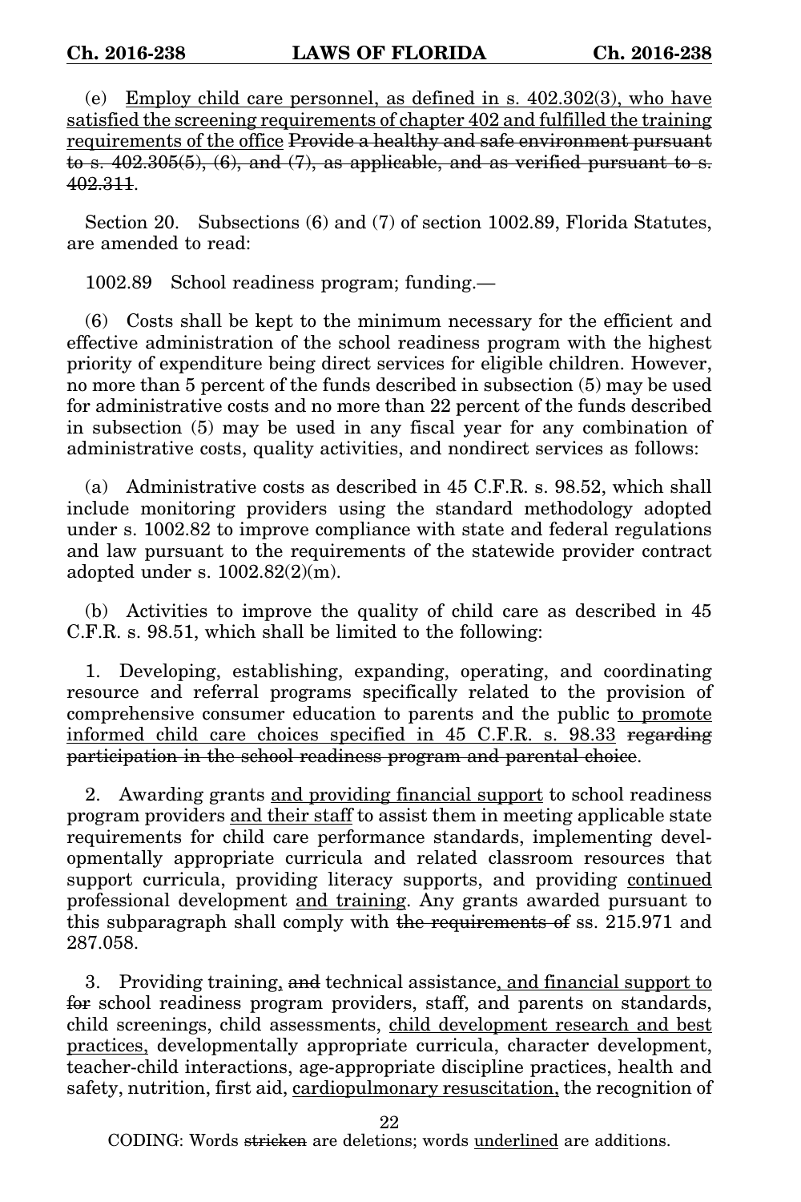(e) <u>Employ child care personnel, as defined in s. 402.302(3), who have satisfied the screening requirements of chapter 402 and fulfilled the training requirements of the office</u> ~~Provide a healthy and safe environment pursuant to s. 402.305(5), (6), and (7), as applicable, and as verified pursuant to s. 402.311~~.

Section 20. Subsections (6) and (7) of section 1002.89, Florida Statutes, are amended to read:

1002.89 School readiness program; funding.—

(6) Costs shall be kept to the minimum necessary for the efficient and effective administration of the school readiness program with the highest priority of expenditure being direct services for eligible children. However, no more than 5 percent of the funds described in subsection (5) may be used for administrative costs and no more than 22 percent of the funds described in subsection (5) may be used in any fiscal year for any combination of administrative costs, quality activities, and nondirect services as follows:

(a) Administrative costs as described in 45 C.F.R. s. 98.52, which shall include monitoring providers using the standard methodology adopted under s. 1002.82 to improve compliance with state and federal regulations and law pursuant to the requirements of the statewide provider contract adopted under s. 1002.82(2)(m).

(b) Activities to improve the quality of child care as described in 45 C.F.R. s. 98.51, which shall be limited to the following:

1. Developing, establishing, expanding, operating, and coordinating resource and referral programs specifically related to the provision of comprehensive consumer education to parents and the public <u>to promote informed child care choices specified in 45 C.F.R. s. 98.33</u> ~~regarding participation in the school readiness program and parental choice~~.

2. Awarding grants <u>and providing financial support</u> to school readiness program providers <u>and their staff</u> to assist them in meeting applicable state requirements for child care performance standards, implementing developmentally appropriate curricula and related classroom resources that support curricula, providing literacy supports, and providing <u>continued</u> professional development <u>and training</u>. Any grants awarded pursuant to this subparagraph shall comply with ~~the requirements of~~ ss. 215.971 and 287.058.

3. Providing training<u>,</u> ~~and~~ technical assistance<u>, and financial support to</u> ~~for~~ school readiness program providers, staff, and parents on standards, child screenings, child assessments, <u>child development research and best practices,</u> developmentally appropriate curricula, character development, teacher-child interactions, age-appropriate discipline practices, health and safety, nutrition, first aid, <u>cardiopulmonary resuscitation,</u> the recognition of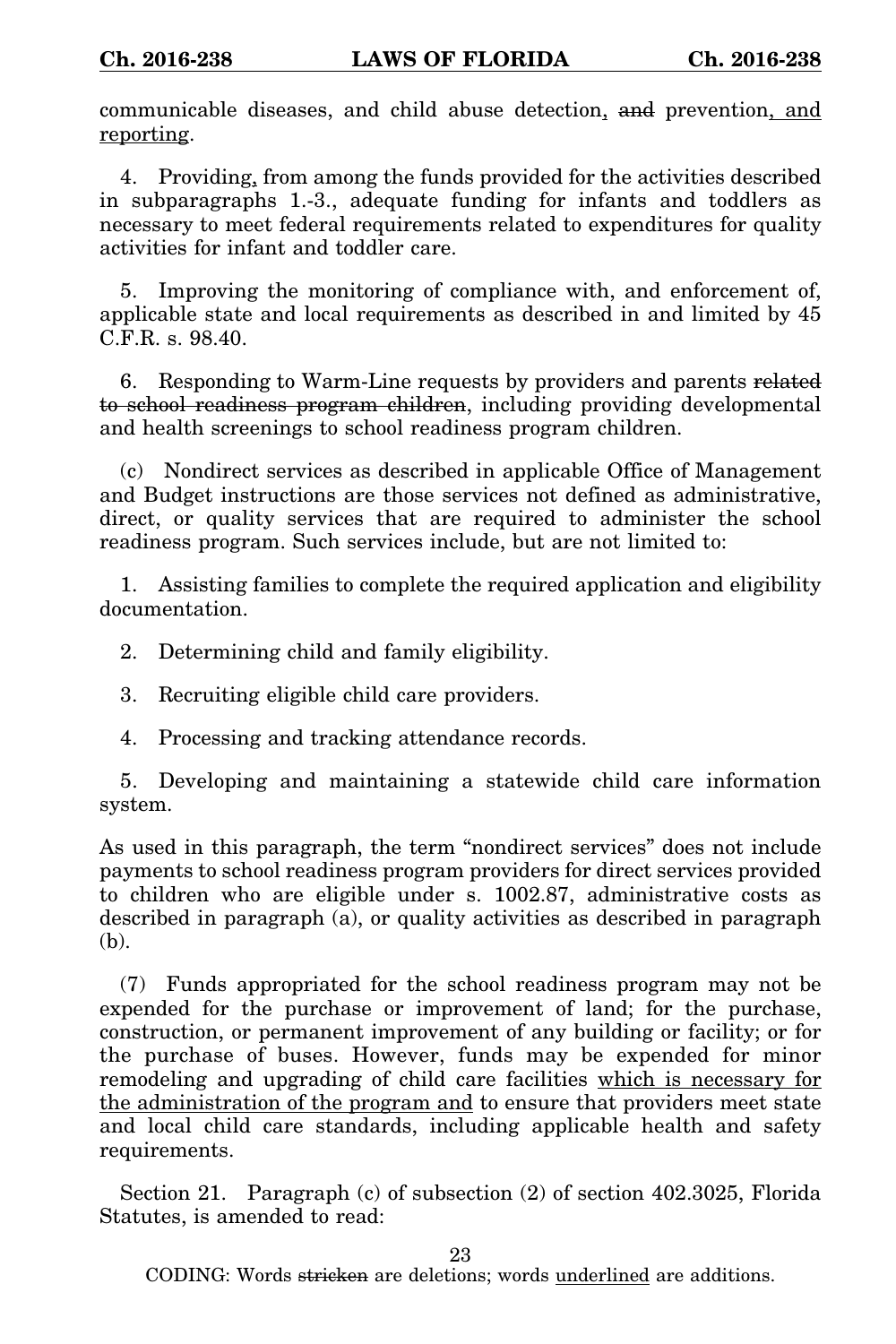communicable diseases, and child abuse detection, ~~and~~ prevention, and reporting.

4. Providing, from among the funds provided for the activities described in subparagraphs 1.-3., adequate funding for infants and toddlers as necessary to meet federal requirements related to expenditures for quality activities for infant and toddler care.

5. Improving the monitoring of compliance with, and enforcement of, applicable state and local requirements as described in and limited by 45 C.F.R. s. 98.40.

6. Responding to Warm-Line requests by providers and parents ~~related to school readiness program children~~, including providing developmental and health screenings to school readiness program children.

(c) Nondirect services as described in applicable Office of Management and Budget instructions are those services not defined as administrative, direct, or quality services that are required to administer the school readiness program. Such services include, but are not limited to:

1. Assisting families to complete the required application and eligibility documentation.

2. Determining child and family eligibility.

3. Recruiting eligible child care providers.

4. Processing and tracking attendance records.

5. Developing and maintaining a statewide child care information system.

As used in this paragraph, the term "nondirect services" does not include payments to school readiness program providers for direct services provided to children who are eligible under s. 1002.87, administrative costs as described in paragraph (a), or quality activities as described in paragraph (b).

(7) Funds appropriated for the school readiness program may not be expended for the purchase or improvement of land; for the purchase, construction, or permanent improvement of any building or facility; or for the purchase of buses. However, funds may be expended for minor remodeling and upgrading of child care facilities which is necessary for the administration of the program and to ensure that providers meet state and local child care standards, including applicable health and safety requirements.

Section 21. Paragraph (c) of subsection (2) of section 402.3025, Florida Statutes, is amended to read:

CODING: Words ~~stricken~~ are deletions; words underlined are additions.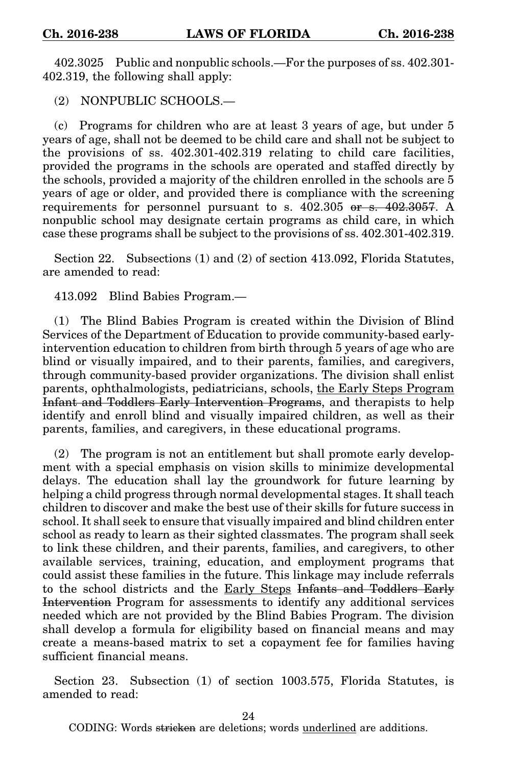402.3025 Public and nonpublic schools.—For the purposes of ss. 402.301-402.319, the following shall apply:

(2) NONPUBLIC SCHOOLS.—

(c) Programs for children who are at least 3 years of age, but under 5 years of age, shall not be deemed to be child care and shall not be subject to the provisions of ss. 402.301-402.319 relating to child care facilities, provided the programs in the schools are operated and staffed directly by the schools, provided a majority of the children enrolled in the schools are 5 years of age or older, and provided there is compliance with the screening requirements for personnel pursuant to s. 402.305 ~~or s. 402.3057~~. A nonpublic school may designate certain programs as child care, in which case these programs shall be subject to the provisions of ss. 402.301-402.319.

Section 22. Subsections (1) and (2) of section 413.092, Florida Statutes, are amended to read:

413.092 Blind Babies Program.—

(1) The Blind Babies Program is created within the Division of Blind Services of the Department of Education to provide community-based early-intervention education to children from birth through 5 years of age who are blind or visually impaired, and to their parents, families, and caregivers, through community-based provider organizations. The division shall enlist parents, ophthalmologists, pediatricians, schools, <u>the Early Steps Program</u> ~~Infant and Toddlers Early Intervention Programs~~, and therapists to help identify and enroll blind and visually impaired children, as well as their parents, families, and caregivers, in these educational programs.

(2) The program is not an entitlement but shall promote early development with a special emphasis on vision skills to minimize developmental delays. The education shall lay the groundwork for future learning by helping a child progress through normal developmental stages. It shall teach children to discover and make the best use of their skills for future success in school. It shall seek to ensure that visually impaired and blind children enter school as ready to learn as their sighted classmates. The program shall seek to link these children, and their parents, families, and caregivers, to other available services, training, education, and employment programs that could assist these families in the future. This linkage may include referrals to the school districts and the <u>Early Steps</u> ~~Infants and Toddlers Early Intervention~~ Program for assessments to identify any additional services needed which are not provided by the Blind Babies Program. The division shall develop a formula for eligibility based on financial means and may create a means-based matrix to set a copayment fee for families having sufficient financial means.

Section 23. Subsection (1) of section 1003.575, Florida Statutes, is amended to read: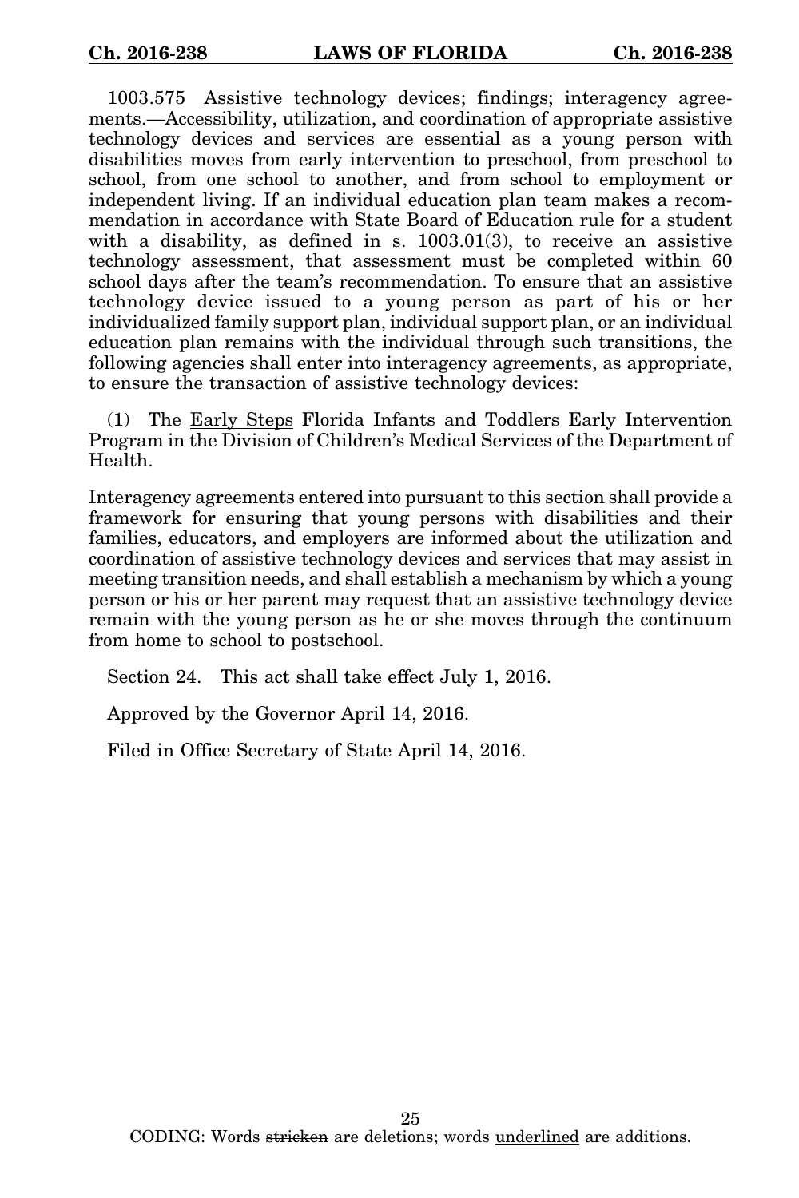1003.575 Assistive technology devices; findings; interagency agreements.—Accessibility, utilization, and coordination of appropriate assistive technology devices and services are essential as a young person with disabilities moves from early intervention to preschool, from preschool to school, from one school to another, and from school to employment or independent living. If an individual education plan team makes a recommendation in accordance with State Board of Education rule for a student with a disability, as defined in s. 1003.01(3), to receive an assistive technology assessment, that assessment must be completed within 60 school days after the team's recommendation. To ensure that an assistive technology device issued to a young person as part of his or her individualized family support plan, individual support plan, or an individual education plan remains with the individual through such transitions, the following agencies shall enter into interagency agreements, as appropriate, to ensure the transaction of assistive technology devices:

(1) The <u>Early Steps</u> ~~Florida Infants and Toddlers Early Intervention~~ Program in the Division of Children's Medical Services of the Department of Health.

Interagency agreements entered into pursuant to this section shall provide a framework for ensuring that young persons with disabilities and their families, educators, and employers are informed about the utilization and coordination of assistive technology devices and services that may assist in meeting transition needs, and shall establish a mechanism by which a young person or his or her parent may request that an assistive technology device remain with the young person as he or she moves through the continuum from home to school to postschool.

Section 24. This act shall take effect July 1, 2016.

Approved by the Governor April 14, 2016.

Filed in Office Secretary of State April 14, 2016.

CODING: Words ~~stricken~~ are deletions; words <u>underlined</u> are additions.